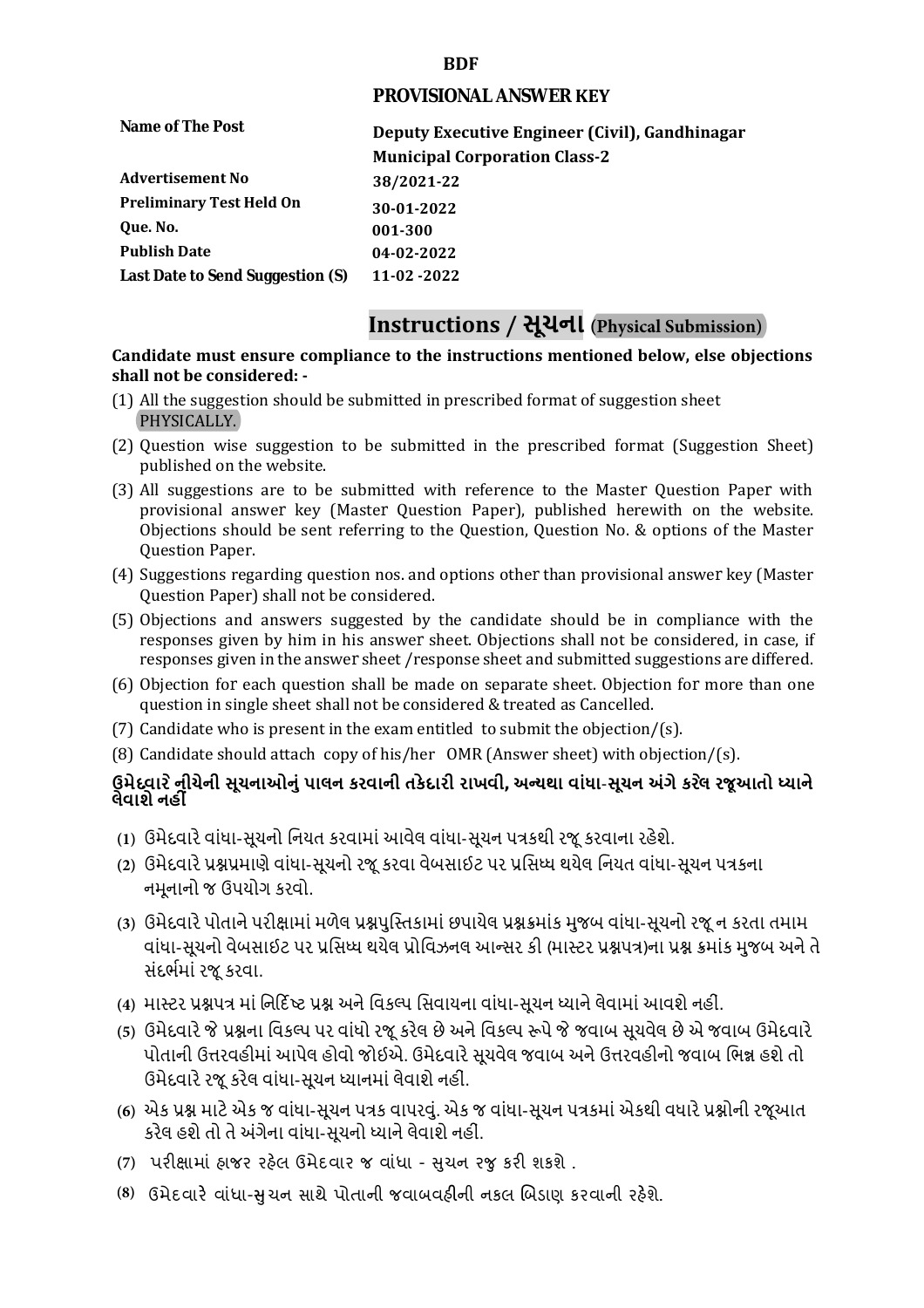**BDF**

## PROVISIONAL ANSWER KEY

| | |
|---|---|
| **Name of The Post** | **Deputy Executive Engineer (Civil), Gandhinagar Municipal Corporation Class-2** |
| **Advertisement No** | **38/2021-22** |
| **Preliminary Test Held On** | **30-01-2022** |
| **Que. No.** | **001-300** |
| **Publish Date** | **04-02-2022** |
| **Last Date to Send Suggestion (S)** | **11-02 -2022** |

## Instructions / સૂચના (Physical Submission)

**Candidate must ensure compliance to the instructions mentioned below, else objections shall not be considered: -**

(1) All the suggestion should be submitted in prescribed format of suggestion sheet PHYSICALLY.

(2) Question wise suggestion to be submitted in the prescribed format (Suggestion Sheet) published on the website.

(3) All suggestions are to be submitted with reference to the Master Question Paper with provisional answer key (Master Question Paper), published herewith on the website. Objections should be sent referring to the Question, Question No. & options of the Master Question Paper.

(4) Suggestions regarding question nos. and options other than provisional answer key (Master Question Paper) shall not be considered.

(5) Objections and answers suggested by the candidate should be in compliance with the responses given by him in his answer sheet. Objections shall not be considered, in case, if responses given in the answer sheet /response sheet and submitted suggestions are differed.

(6) Objection for each question shall be made on separate sheet. Objection for more than one question in single sheet shall not be considered & treated as Cancelled.

(7) Candidate who is present in the exam entitled to submit the objection/(s).

(8) Candidate should attach copy of his/her OMR (Answer sheet) with objection/(s).

**ઉમેદવારે નીચેની સૂચનાઓનું પાલન કરવાની તકેદારી રાખવી, અન્યથા વાંધા-સૂચન અંગે કરેલ રજૂઆતો ધ્યાને લેવાશે નહીં**

(1) ઉમેદવારે વાંધા-સૂચનો નિયત કરવામાં આવેલ વાંધા-સૂચન પત્રકથી રજૂ કરવાના રહેશે.

(2) ઉમેદવારે પ્રશ્નપ્રમાણે વાંધા-સૂચનો રજૂ કરવા વેબસાઇટ પર પ્રસિધ્ધ થયેલ નિયત વાંધા-સૂચન પત્રકના નમૂનાનો જ ઉપયોગ કરવો.

(3) ઉમેદવારે પોતાને પરીક્ષામાં મળેલ પ્રશ્નપુસ્તિકામાં છપાયેલ પ્રશ્નક્રમાંક મુજબ વાંધા-સૂચનો રજૂ ન કરતા તમામ વાંધા-સૂચનો વેબસાઇટ પર પ્રસિધ્ધ થયેલ પ્રોવિઝનલ આન્સર કી (માસ્ટર પ્રશ્નપત્ર)ના પ્રશ્ન ક્રમાંક મુજબ અને તે સંદર્ભમાં રજૂ કરવા.

(4) માસ્ટર પ્રશ્નપત્ર માં નિર્દિષ્ટ પ્રશ્ન અને વિકલ્પ સિવાયના વાંધા-સૂચન ધ્યાને લેવામાં આવશે નહીં.

(5) ઉમેદવારે જે પ્રશ્નના વિકલ્પ પર વાંધો રજૂ કરેલ છે અને વિકલ્પ રૂપે જે જવાબ સૂચવેલ છે એ જવાબ ઉમેદવારે પોતાની ઉત્તરવહીમાં આપેલ હોવો જોઇએ. ઉમેદવારે સૂચવેલ જવાબ અને ઉત્તરવહીનો જવાબ ભિન્ન હશે તો ઉમેદવારે રજૂ કરેલ વાંધા-સૂચન ધ્યાનમાં લેવાશે નહીં.

(6) એક પ્રશ્ન માટે એક જ વાંધા-સૂચન પત્રક વાપરવું. એક જ વાંધા-સૂચન પત્રકમાં એકથી વધારે પ્રશ્નોની રજૂઆત કરેલ હશે તો તે અંગેના વાંધા-સૂચનો ધ્યાને લેવાશે નહીં.

(7) પરીક્ષામાં હાજર રહેલ ઉમેદવાર જ વાંધા - સુચન રજુ કરી શકશે .

(8) ઉમેદવારે વાંધા-સુચન સાથે પોતાની જવાબવહીની નકલ બિડાણ કરવાની રહેશે.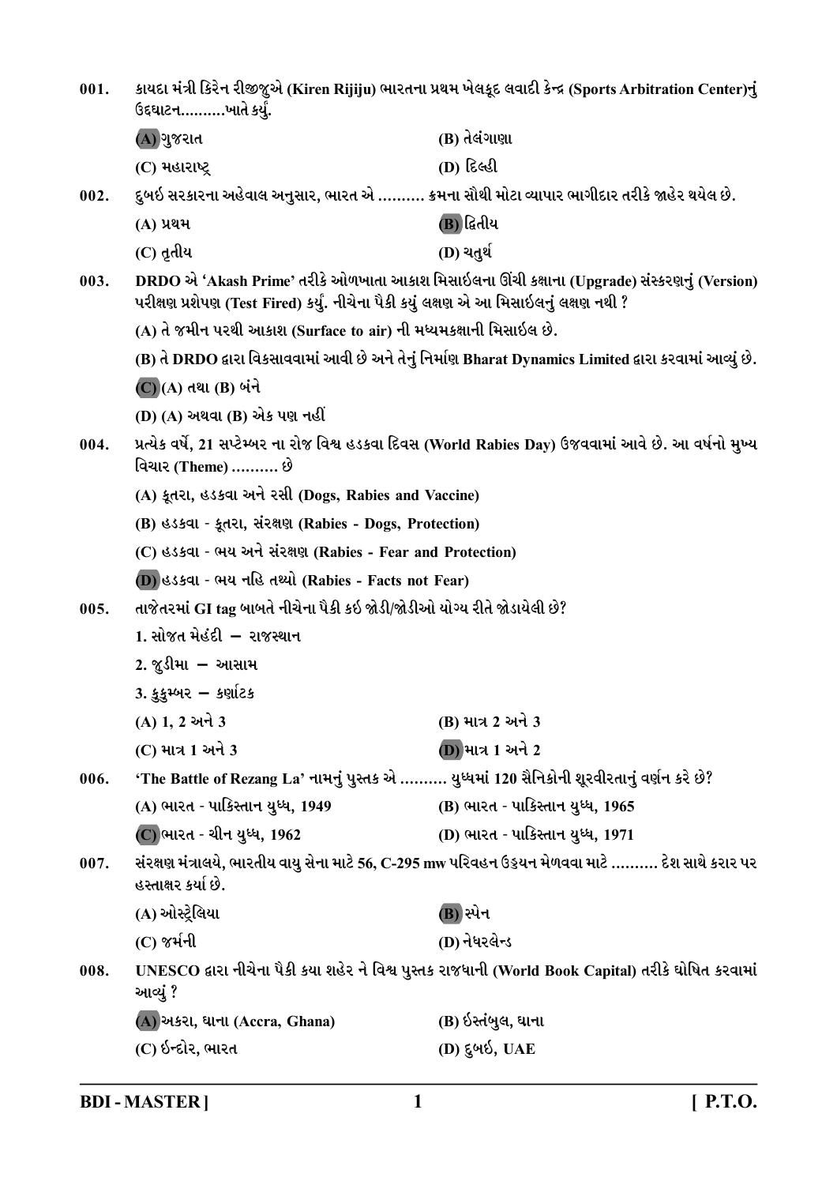001. કાયદા મંત્રી કિરેન રીજીજુએ (Kiren Rijiju) ભારતના પ્રથમ ખેલકૂદ લવાદી કેન્દ્ર (Sports Arbitration Center)નું ઉદ્દઘાટન..........ખાતે કર્યું.

(A) ગુજરાત
(B) તેલંગાણા
(C) મહારાષ્ટ્ર
(D) દિલ્હી

002. દુબઈ સરકારના અહેવાલ અનુસાર, ભારત એ .......... ક્રમના સૌથી મોટા વ્યાપાર ભાગીદાર તરીકે જાહેર થયેલ છે.

(A) પ્રથમ
(B) દ્વિતીય
(C) તૃતીય
(D) ચતુર્થ

003. DRDO એ 'Akash Prime' તરીકે ઓળખાતા આકાશ મિસાઈલના ઊંચી કક્ષાના (Upgrade) સંસ્કરણનું (Version) પરીક્ષણ પ્રક્ષેપણ (Test Fired) કર્યું. નીચેના પૈકી કયું લક્ષણ એ આ મિસાઈલનું લક્ષણ નથી ?

(A) તે જમીન પરથી આકાશ (Surface to air) ની મધ્યમકક્ષાની મિસાઈલ છે.
(B) તે DRDO દ્વારા વિકસાવવામાં આવી છે અને તેનું નિર્માણ Bharat Dynamics Limited દ્વારા કરવામાં આવ્યું છે.
(C) (A) તથા (B) બંને
(D) (A) અથવા (B) એક પણ નહીં

004. પ્રત્યેક વર્ષે, 21 સપ્ટેમ્બર ના રોજ વિશ્વ હડકવા દિવસ (World Rabies Day) ઉજવવામાં આવે છે. આ વર્ષનો મુખ્ય વિચાર (Theme) .......... છે

(A) કૂતરા, હડકવા અને રસી (Dogs, Rabies and Vaccine)
(B) હડકવા - કૂતરા, સંરક્ષણ (Rabies - Dogs, Protection)
(C) હડકવા - ભય અને સંરક્ષણ (Rabies - Fear and Protection)
(D) હડકવા - ભય નહિ તથ્યો (Rabies - Facts not Fear)

005. તાજેતરમાં GI tag બાબતે નીચેના પૈકી કઈ જોડી/જોડીઓ યોગ્ય રીતે જોડાયેલી છે?

1. સોજત મેહંદી – રાજસ્થાન
2. જુડીમા – આસામ
3. કુકુમ્બર – કર્ણાટક

(A) 1, 2 અને 3
(B) માત્ર 2 અને 3
(C) માત્ર 1 અને 3
(D) માત્ર 1 અને 2

006. 'The Battle of Rezang La' નામનું પુસ્તક એ .......... યુધ્ધમાં 120 સૈનિકોની શૂરવીરતાનું વર્ણન કરે છે?

(A) ભારત - પાકિસ્તાન યુધ્ધ, 1949
(B) ભારત - પાકિસ્તાન યુધ્ધ, 1965
(C) ભારત - ચીન યુધ્ધ, 1962
(D) ભારત - પાકિસ્તાન યુધ્ધ, 1971

007. સંરક્ષણ મંત્રાલયે, ભારતીય વાયુ સેના માટે 56, C-295 mw પરિવહન ઉડ્ડયન મેળવવા માટે .......... દેશ સાથે કરાર પર હસ્તાક્ષર કર્યા છે.

(A) ઓસ્ટ્રેલિયા
(B) સ્પેન
(C) જર્મની
(D) નેધરલેન્ડ

008. UNESCO દ્વારા નીચેના પૈકી કયા શહેર ને વિશ્વ પુસ્તક રાજધાની (World Book Capital) તરીકે ઘોષિત કરવામાં આવ્યું ?

(A) અકરા, ઘાના (Accra, Ghana)
(B) ઈસ્તંબુલ, ઘાના
(C) ઈન્દોર, ભારત
(D) દુબઈ, UAE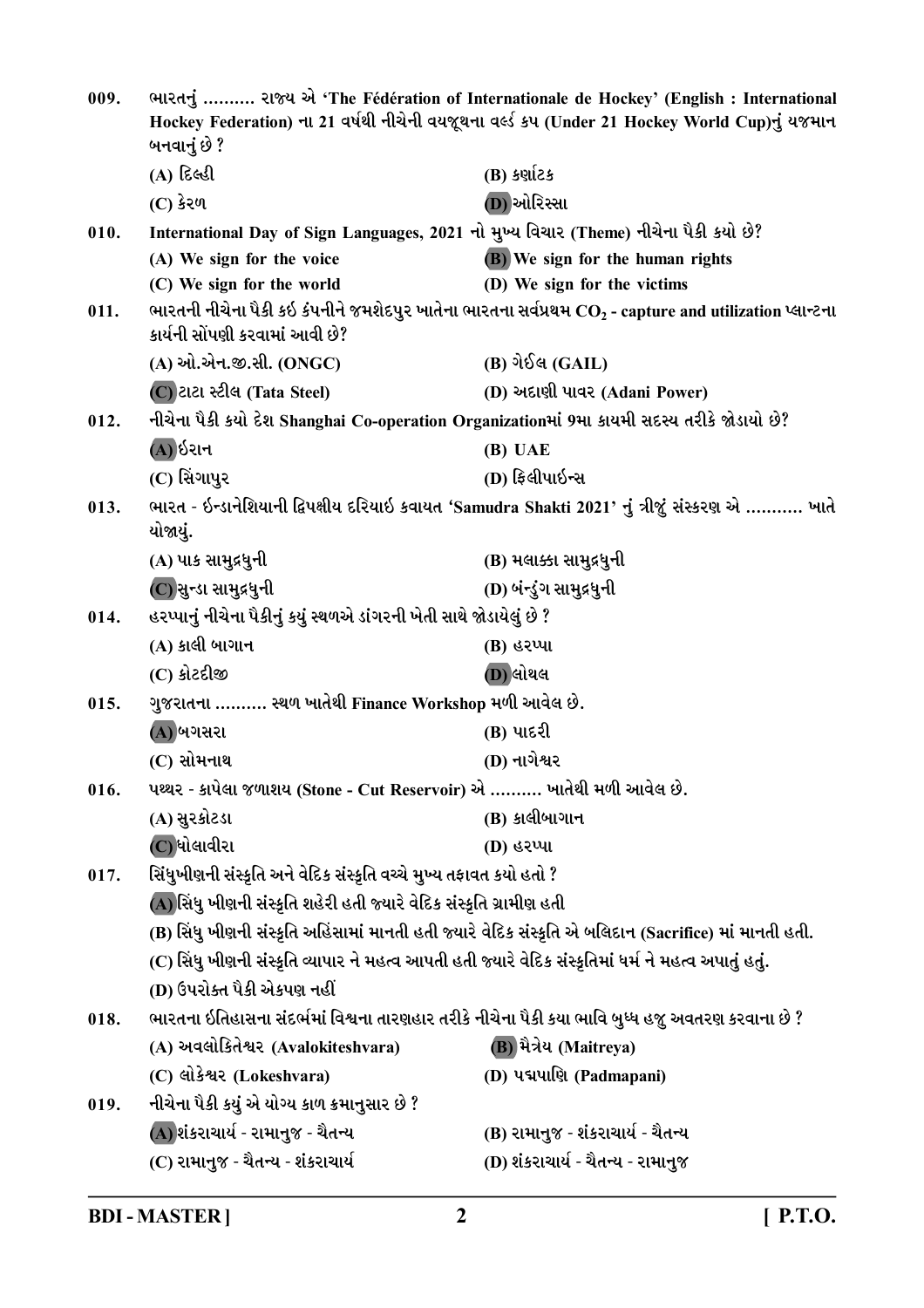009. ભારતનું ………. રાજ્ય એ 'The Fédération of Internationale de Hockey' (English : International Hockey Federation) ના 21 વર્ષથી નીચેની વયજૂથના વર્લ્ડ કપ (Under 21 Hockey World Cup)નું યજમાન બનવાનું છે ?

(A) દિલ્હી (B) કર્ણાટક

(C) કેરળ (D) ઓરિસ્સા

010. International Day of Sign Languages, 2021 નો મુખ્ય વિચાર (Theme) નીચેના પૈકી કયો છે?

(A) We sign for the voice (B) We sign for the human rights

(C) We sign for the world (D) We sign for the victims

011. ભારતની નીચેના પૈકી કઈ કંપનીને જમશેદપુર ખાતેના ભારતના સર્વપ્રથમ $CO_2$ - capture and utilization પ્લાન્ટના કાર્યની સોંપણી કરવામાં આવી છે?

(A) ઓ.એન.જી.સી. (ONGC) (B) ગેઈલ (GAIL)

(C) ટાટા સ્ટીલ (Tata Steel) (D) અદાણી પાવર (Adani Power)

012. નીચેના પૈકી કયો દેશ Shanghai Co-operation Organizationમાં 9મા કાયમી સદસ્ય તરીકે જોડાયો છે?

(A) ઈરાન (B) UAE

(C) સિંગાપુર (D) ફિલીપાઈન્સ

013. ભારત - ઈન્ડાનેશિયાની દ્વિપક્ષીય દરિયાઈ કવાયત 'Samudra Shakti 2021' નું ત્રીજું સંસ્કરણ એ ……….. ખાતે યોજાયું.

(A) પાક સામુદ્રધુની (B) મલાક્કા સામુદ્રધુની

(C) સુન્ડા સામુદ્રધુની (D) બંન્દુંગ સામુદ્રધુની

014. હરપ્પાનું નીચેના પૈકીનું કયું સ્થળએ ડાંગરની ખેતી સાથે જોડાયેલું છે ?

(A) કાલી બાગાન (B) હરપ્પા

(C) કોટદીજી (D) લોથલ

015. ગુજરાતના ………. સ્થળ ખાતેથી Finance Workshop મળી આવેલ છે.

(A) બગસરા (B) પાદરી

(C) સોમનાથ (D) નાગેશ્વર

016. પથ્થર - કાપેલા જળાશય (Stone - Cut Reservoir) એ ………. ખાતેથી મળી આવેલ છે.

(A) સુરકોટડા (B) કાલીબાગાન

(C) ધોલાવીરા (D) હરપ્પા

017. સિંધુખીણની સંસ્કૃતિ અને વેદિક સંસ્કૃતિ વચ્ચે મુખ્ય તફાવત કયો હતો ?

(A) સિંધુ ખીણની સંસ્કૃતિ શહેરી હતી જ્યારે વેદિક સંસ્કૃતિ ગ્રામીણ હતી

(B) સિંધુ ખીણની સંસ્કૃતિ અહિંસામાં માનતી હતી જ્યારે વેદિક સંસ્કૃતિ એ બલિદાન (Sacrifice) માં માનતી હતી.

(C) સિંધુ ખીણની સંસ્કૃતિ વ્યાપાર ને મહત્વ આપતી હતી જ્યારે વેદિક સંસ્કૃતિમાં ધર્મ ને મહત્વ અપાતું હતું.

(D) ઉપરોક્ત પૈકી એકપણ નહીં

018. ભારતના ઈતિહાસના સંદર્ભમાં વિશ્વના તારણહાર તરીકે નીચેના પૈકી કયા ભાવિ બુધ્ધ હજુ અવતરણ કરવાના છે ?

(A) અવલોકિતેશ્વર (Avalokiteshvara) (B) મૈત્રેય (Maitreya)

(C) લોકેશ્વર (Lokeshvara) (D) પદ્મપાણિ (Padmapani)

019. નીચેના પૈકી કયું એ યોગ્ય કાળ ક્રમાનુસાર છે ?

(A) શંકરાચાર્ય - રામાનુજ - ચૈતન્ય (B) રામાનુજ - શંકરાચાર્ય - ચૈતન્ય

(C) રામાનુજ - ચૈતન્ય - શંકરાચાર્ય (D) શંકરાચાર્ય - ચૈતન્ય - રામાનુજ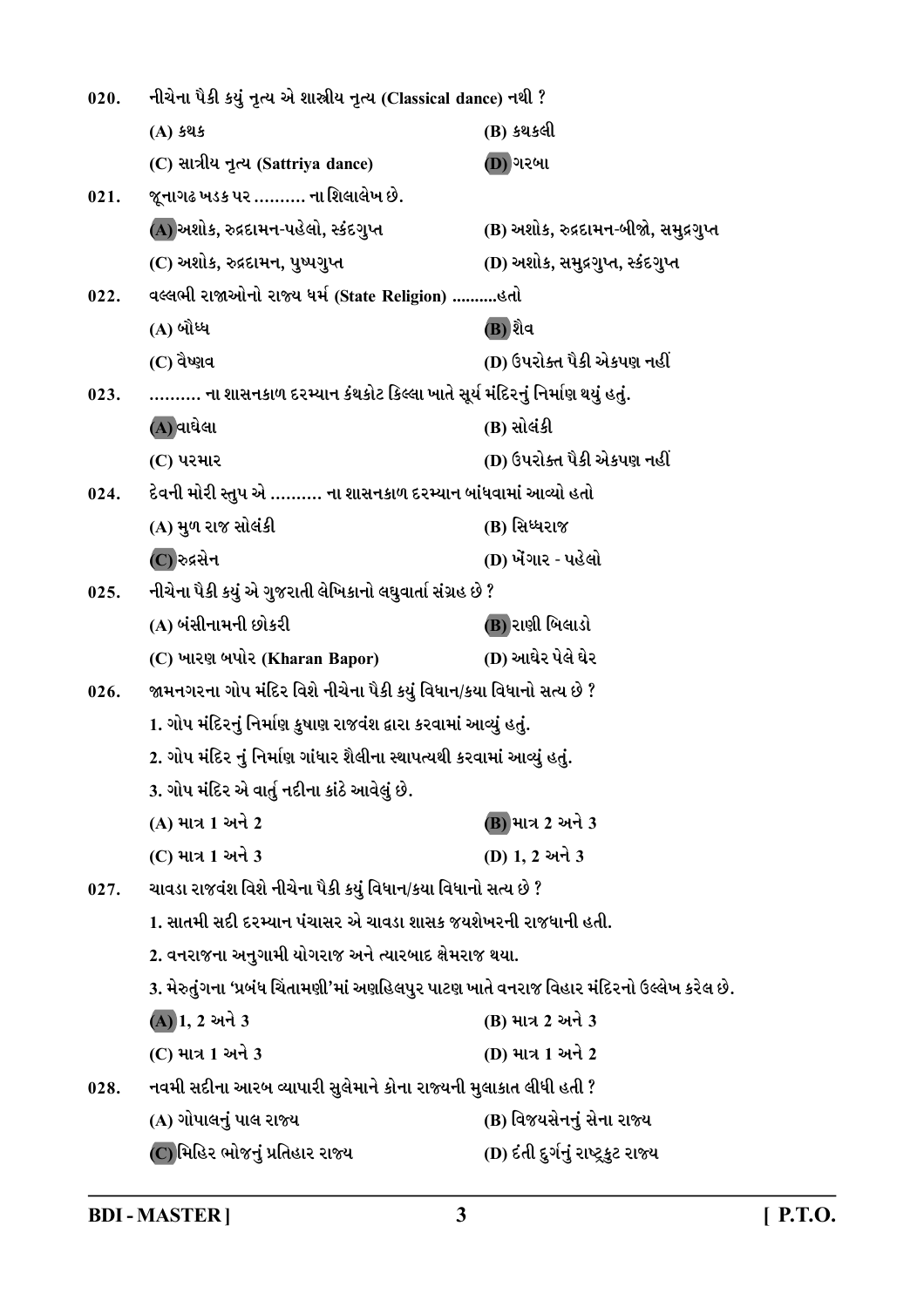020. નીચેના પૈકી કયું નૃત્ય એ શાસ્ત્રીય નૃત્ય (Classical dance) નથી ?

(A) કથક

(B) કથકલી

(C) સાત્રીય નૃત્ય (Sattriya dance)

(D) ગરબા

021. જૂનાગઢ ખડક પર .......... ના શિલાલેખ છે.

(A) અશોક, રુદ્રદામન-પહેલો, સ્કંદગુપ્ત

(B) અશોક, રુદ્રદામન-બીજો, સમુદ્રગુપ્ત

(C) અશોક, રુદ્રદામન, પુષ્પગુપ્ત

(D) અશોક, સમુદ્રગુપ્ત, સ્કંદગુપ્ત

022. વલ્લભી રાજાઓનો રાજ્ય ધર્મ (State Religion) ..........હતો

(A) બૌધ્ધ

(B) શૈવ

(C) વૈષ્ણવ

(D) ઉપરોક્ત પૈકી એકપણ નહીં

023. .......... ના શાસનકાળ દરમ્યાન કંથકોટ કિલ્લા ખાતે સૂર્ય મંદિરનું નિર્માણ થયું હતું.

(A) વાઘેલા

(B) સોલંકી

(C) પરમાર

(D) ઉપરોક્ત પૈકી એકપણ નહીં

024. દેવની મોરી સ્તુપ એ .......... ના શાસનકાળ દરમ્યાન બાંધવામાં આવ્યો હતો

(A) મુળ રાજ સોલંકી

(B) સિધ્ધરાજ

(C) રુદ્રસેન

(D) ખેંગાર - પહેલો

025. નીચેના પૈકી કયું એ ગુજરાતી લેખિકાનો લઘુવાર્તા સંગ્રહ છે ?

(A) બંસીનામની છોકરી

(B) રાણી બિલાડો

(C) ખારણ બપોર (Kharan Bapor)

(D) આઘેર પેલે ઘેર

026. જામનગરના ગોપ મંદિર વિશે નીચેના પૈકી કયું વિધાન/કયા વિધાનો સત્ય છે ?

1. ગોપ મંદિરનું નિર્માણ કુષાણ રાજવંશ દ્વારા કરવામાં આવ્યું હતું.
2. ગોપ મંદિર નું નિર્માણ ગાંધાર શૈલીના સ્થાપત્યથી કરવામાં આવ્યું હતું.
3. ગોપ મંદિર એ વાર્તુ નદીના કાંઠે આવેલું છે.

(A) માત્ર 1 અને 2

(B) માત્ર 2 અને 3

(C) માત્ર 1 અને 3

(D) 1, 2 અને 3

027. ચાવડા રાજવંશ વિશે નીચેના પૈકી કયું વિધાન/કયા વિધાનો સત્ય છે ?

1. સાતમી સદી દરમ્યાન પંચાસર એ ચાવડા શાસક જયશેખરની રાજધાની હતી.
2. વનરાજના અનુગામી યોગરાજ અને ત્યારબાદ ક્ષેમરાજ થયા.
3. મેરુતુંગના 'પ્રબંધ ચિંતામણી'માં અણહિલપુર પાટણ ખાતે વનરાજ વિહાર મંદિરનો ઉલ્લેખ કરેલ છે.

(A) 1, 2 અને 3

(B) માત્ર 2 અને 3

(C) માત્ર 1 અને 3

(D) માત્ર 1 અને 2

028. નવમી સદીના આરબ વ્યાપારી સુલેમાને કોના રાજ્યની મુલાકાત લીધી હતી ?

(A) ગોપાલનું પાલ રાજ્ય

(B) વિજયસેનનું સેના રાજ્ય

(C) મિહિર ભોજનું પ્રતિહાર રાજ્ય

(D) દંતી દુર્ગનું રાષ્ટ્રકુટ રાજ્ય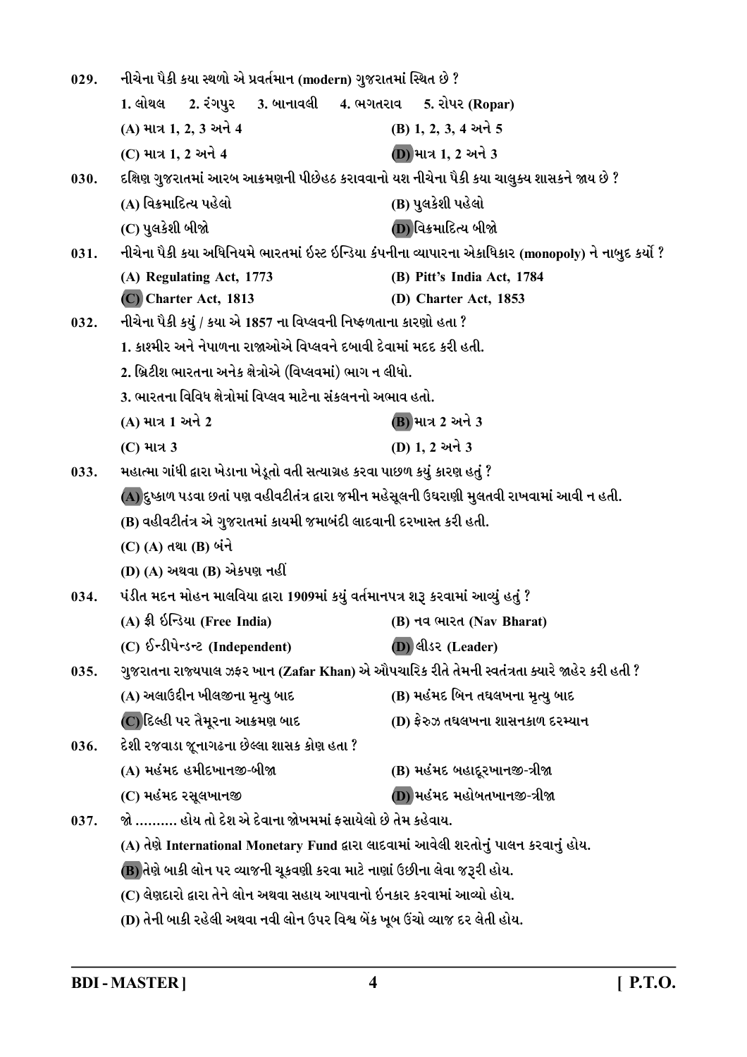029. નીચેના પૈકી કયા સ્થળો એ પ્રવર્તમાન (modern) ગુજરાતમાં સ્થિત છે ?

1. લોથલ 2. રંગપુર 3. બાનાવલી 4. ભગતરાવ 5. રોપર (Ropar)

(A) માત્ર 1, 2, 3 અને 4
(B) 1, 2, 3, 4 અને 5
(C) માત્ર 1, 2 અને 4
(D) માત્ર 1, 2 અને 3

030. દક્ષિણ ગુજરાતમાં આરબ આક્રમણની પીછેહઠ કરાવવાનો યશ નીચેના પૈકી કયા ચાલુક્ય શાસકને જાય છે ?

(A) વિક્રમાદિત્ય પહેલો
(B) પુલકેશી પહેલો
(C) પુલકેશી બીજો
(D) વિક્રમાદિત્ય બીજો

031. નીચેના પૈકી કયા અધિનિયમે ભારતમાં ઇસ્ટ ઇન્ડિયા કંપનીના વ્યાપારના એકાધિકાર (monopoly) ને નાબુદ કર્યો ?

(A) Regulating Act, 1773
(B) Pitt's India Act, 1784
(C) Charter Act, 1813
(D) Charter Act, 1853

032. નીચેના પૈકી કયું / કયા એ 1857 ના વિપ્લવની નિષ્ફળતાના કારણો હતા ?

1. કાશ્મીર અને નેપાળના રાજાઓએ વિપ્લવને દબાવી દેવામાં મદદ કરી હતી.
2. બ્રિટીશ ભારતના અનેક ક્ષેત્રોએ (વિપ્લવમાં) ભાગ ન લીધો.
3. ભારતના વિવિધ ક્ષેત્રોમાં વિપ્લવ માટેના સંકલનનો અભાવ હતો.

(A) માત્ર 1 અને 2
(B) માત્ર 2 અને 3
(C) માત્ર 3
(D) 1, 2 અને 3

033. મહાત્મા ગાંધી દ્વારા ખેડાના ખેડૂતો વતી સત્યાગ્રહ કરવા પાછળ કયું કારણ હતું ?

(A) દુષ્કાળ પડવા છતાં પણ વહીવટીતંત્ર દ્વારા જમીન મહેસૂલની ઉઘરાણી મુલતવી રાખવામાં આવી ન હતી.
(B) વહીવટીતંત્ર એ ગુજરાતમાં કાયમી જમાબંદી લાદવાની દરખાસ્ત કરી હતી.
(C) (A) તથા (B) બંને
(D) (A) અથવા (B) એકપણ નહીં

034. પંડીત મદન મોહન માલવિયા દ્વારા 1909માં કયું વર્તમાનપત્ર શરૂ કરવામાં આવ્યું હતું ?

(A) ફ્રી ઇન્ડિયા (Free India)
(B) નવ ભારત (Nav Bharat)
(C) ઈન્ડીપેન્ડન્ટ (Independent)
(D) લીડર (Leader)

035. ગુજરાતના રાજ્યપાલ ઝફર ખાન (Zafar Khan) એ ઔપચારિક રીતે તેમની સ્વતંત્રતા ક્યારે જાહેર કરી હતી ?

(A) અલાઉદીન ખીલજીના મૃત્યુ બાદ
(B) મહંમદ બિન તઘલખના મૃત્યુ બાદ
(C) દિલ્હી પર તૈમૂરના આક્રમણ બાદ
(D) ફેરુઝ તઘલખના શાસનકાળ દરમ્યાન

036. દેશી રજવાડા જૂનાગઢના છેલ્લા શાસક કોણ હતા ?

(A) મહંમદ હમીદખાનજી-બીજા
(B) મહંમદ બહાદૂરખાનજી-ત્રીજા
(C) મહંમદ રસૂલખાનજી
(D) મહંમદ મહોબતખાનજી-ત્રીજા

037. જો ......... હોય તો દેશ એ દેવાના જોખમમાં ફસાયેલો છે તેમ કહેવાય.

(A) તેણે International Monetary Fund દ્વારા લાદવામાં આવેલી શરતોનું પાલન કરવાનું હોય.
(B) તેણે બાકી લોન પર વ્યાજની ચૂકવણી કરવા માટે નાણાં ઉછીના લેવા જરૂરી હોય.
(C) લેણદારો દ્વારા તેને લોન અથવા સહાય આપવાનો ઇનકાર કરવામાં આવ્યો હોય.
(D) તેની બાકી રહેલી અથવા નવી લોન ઉપર વિશ્વ બેંક ખૂબ ઉંચો વ્યાજ દર લેતી હોય.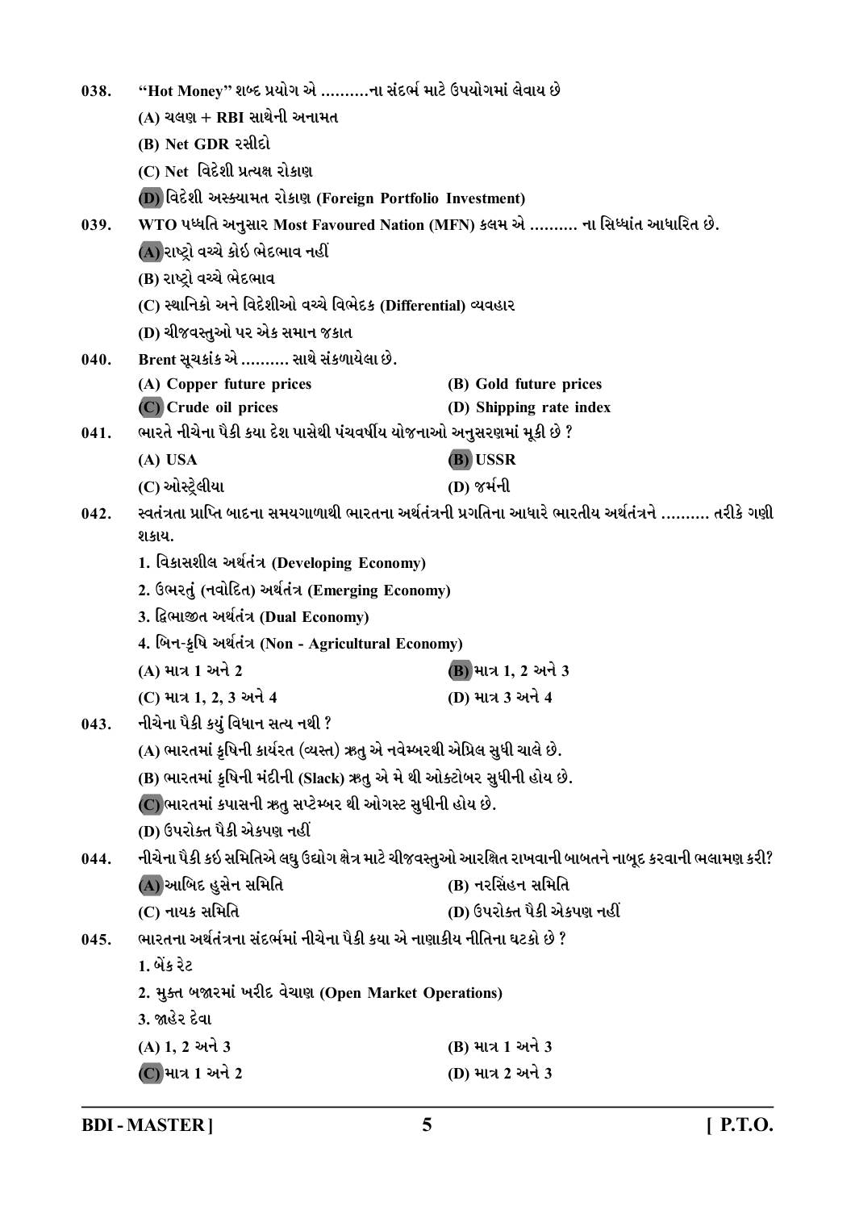038. "Hot Money" શબ્દ પ્રયોગ એ ..........ના સંદર્ભ માટે ઉપયોગમાં લેવાય છે

(A) ચલણ + RBI સાથેની અનામત

(B) Net GDR રસીદો

(C) Net વિદેશી પ્રત્યક્ષ રોકાણ

(D) વિદેશી અસ્ક્યામત રોકાણ (Foreign Portfolio Investment)

039. WTO પધ્ધતિ અનુસાર Most Favoured Nation (MFN) કલમ એ .......... ના સિધ્ધાંત આધારિત છે.

(A) રાષ્ટ્રો વચ્ચે કોઇ ભેદભાવ નહીં

(B) રાષ્ટ્રો વચ્ચે ભેદભાવ

(C) સ્થાનિકો અને વિદેશીઓ વચ્ચે વિભેદક (Differential) વ્યવહાર

(D) ચીજવસ્તુઓ પર એક સમાન જકાત

040. Brent સૂચકાંક એ .......... સાથે સંકળાયેલા છે.

(A) Copper future prices

(B) Gold future prices

(C) Crude oil prices

(D) Shipping rate index

041. ભારતે નીચેના પૈકી કયા દેશ પાસેથી પંચવર્ષીય યોજનાઓ અનુસરણમાં મૂકી છે ?

(A) USA

(B) USSR

(C) ઓસ્ટ્રેલીયા

(D) જર્મની

042. સ્વતંત્રતા પ્રાપ્તિ બાદના સમયગાળાથી ભારતના અર્થતંત્રની પ્રગતિના આધારે ભારતીય અર્થતંત્રને .......... તરીકે ગણી શકાય.

1. વિકાસશીલ અર્થતંત્ર (Developing Economy)
2. ઉભરતું (નવોદિત) અર્થતંત્ર (Emerging Economy)
3. દ્વિભાજીત અર્થતંત્ર (Dual Economy)
4. બિન-કૃષિ અર્થતંત્ર (Non - Agricultural Economy)

(A) માત્ર 1 અને 2

(B) માત્ર 1, 2 અને 3

(C) માત્ર 1, 2, 3 અને 4

(D) માત્ર 3 અને 4

043. નીચેના પૈકી કયું વિધાન સત્ય નથી ?

(A) ભારતમાં કૃષિની કાર્યરત (વ્યસ્ત) ઋતુ એ નવેમ્બરથી એપ્રિલ સુધી ચાલે છે.

(B) ભારતમાં કૃષિની મંદીની (Slack) ઋતુ એ મે થી ઓક્ટોબર સુધીની હોય છે.

(C) ભારતમાં કપાસની ઋતુ સપ્ટેમ્બર થી ઓગસ્ટ સુધીની હોય છે.

(D) ઉપરોક્ત પૈકી એકપણ નહીં

044. નીચેના પૈકી કઈ સમિતિએ લઘુ ઉદ્યોગ ક્ષેત્ર માટે ચીજવસ્તુઓ આરક્ષિત રાખવાની બાબતને નાબૂદ કરવાની ભલામણ કરી?

(A) આબિદ હુસેન સમિતિ

(B) નરસિંહન સમિતિ

(C) નાયક સમિતિ

(D) ઉપરોક્ત પૈકી એકપણ નહીં

045. ભારતના અર્થતંત્રના સંદર્ભમાં નીચેના પૈકી કયા એ નાણાકીય નીતિના ઘટકો છે ?

1. બેંક રેટ
2. મુક્ત બજારમાં ખરીદ વેચાણ (Open Market Operations)
3. જાહેર દેવા

(A) 1, 2 અને 3

(B) માત્ર 1 અને 3

(C) માત્ર 1 અને 2

(D) માત્ર 2 અને 3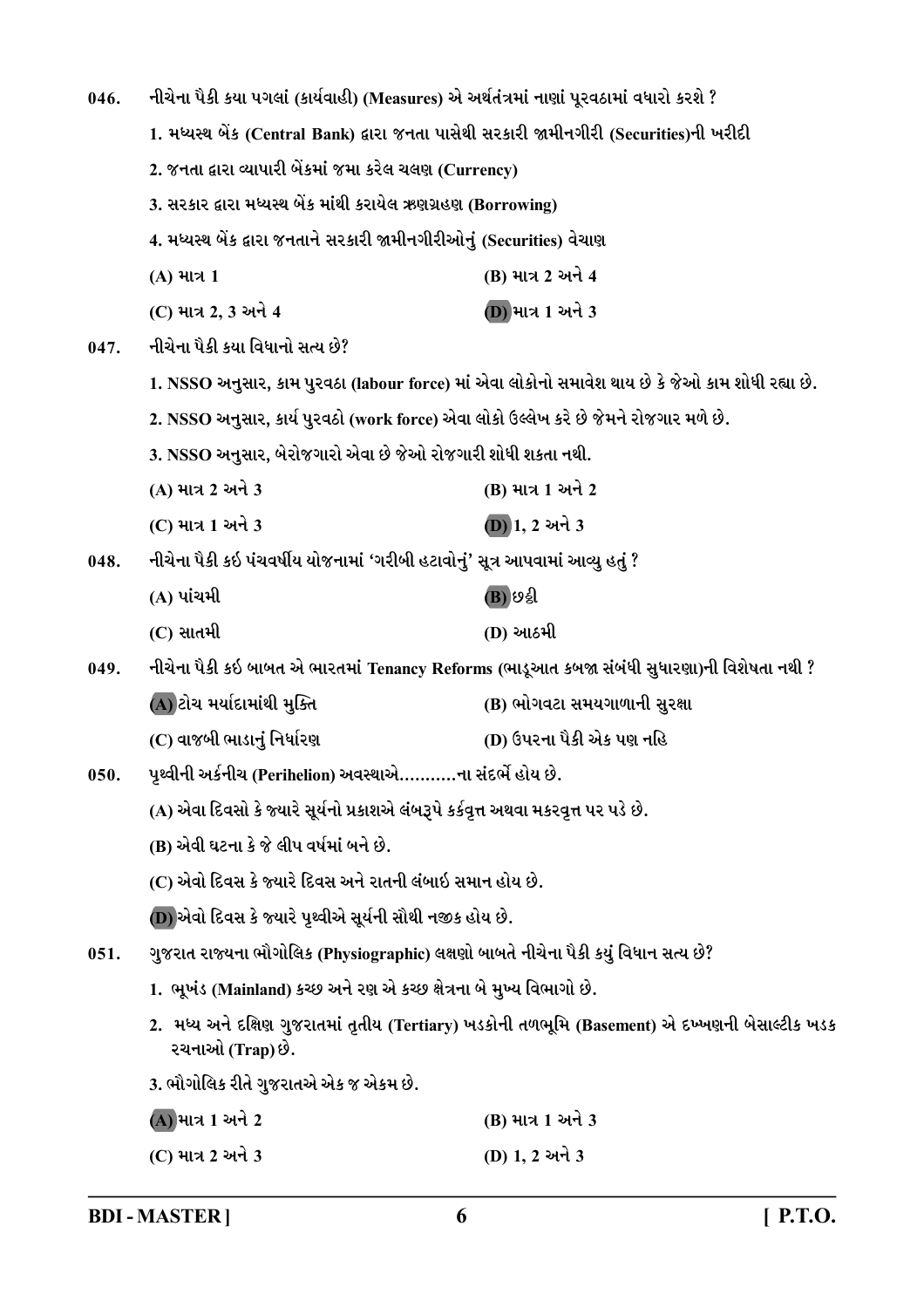046. નીચેના પૈકી કયા પગલાં (કાર્યવાહી) (Measures) એ અર્થતંત્રમાં નાણાં પૂરવઠામાં વધારો કરશે ?

1. મધ્યસ્થ બેંક (Central Bank) દ્વારા જનતા પાસેથી સરકારી જામીનગીરી (Securities)ની ખરીદી
2. જનતા દ્વારા વ્યાપારી બેંકમાં જમા કરેલ ચલણ (Currency)
3. સરકાર દ્વારા મધ્યસ્થ બેંક માંથી કરાયેલ ઋણગ્રહણ (Borrowing)
4. મધ્યસ્થ બેંક દ્વારા જનતાને સરકારી જામીનગીરીઓનું (Securities) વેચાણ

(A) માત્ર 1
(B) માત્ર 2 અને 4
(C) માત્ર 2, 3 અને 4
(D) માત્ર 1 અને 3

047. નીચેના પૈકી કયા વિધાનો સત્ય છે?

1. NSSO અનુસાર, કામ પુરવઠા (labour force) માં એવા લોકોનો સમાવેશ થાય છે કે જેઓ કામ શોધી રહ્યા છે.
2. NSSO અનુસાર, કાર્ય પુરવઠો (work force) એવા લોકો ઉલ્લેખ કરે છે જેમને રોજગાર મળે છે.
3. NSSO અનુસાર, બેરોજગારો એવા છે જેઓ રોજગારી શોધી શકતા નથી.

(A) માત્ર 2 અને 3
(B) માત્ર 1 અને 2
(C) માત્ર 1 અને 3
(D) 1, 2 અને 3

048. નીચેના પૈકી કઈ પંચવર્ષીય યોજનામાં 'ગરીબી હટાવોનું' સૂત્ર આપવામાં આવ્યુ હતું ?

(A) પાંચમી
(B) છઠ્ઠી
(C) સાતમી
(D) આઠમી

049. નીચેના પૈકી કઈ બાબત એ ભારતમાં Tenancy Reforms (ભાડૂઆત કબજા સંબંધી સુધારણા)ની વિશેષતા નથી ?

(A) ટોચ મર્યાદામાંથી મુક્તિ
(B) ભોગવટા સમયગાળાની સુરક્ષા
(C) વાજબી ભાડાનું નિર્ધારણ
(D) ઉપરના પૈકી એક પણ નહિ

050. પૃથ્વીની અર્કનીચ (Perihelion) અવસ્થાએ...........ના સંદર્ભે હોય છે.

(A) એવા દિવસો કે જ્યારે સૂર્યનો પ્રકાશએ લંબરૂપે કર્કવૃત્ત અથવા મકરવૃત્ત પર પડે છે.
(B) એવી ઘટના કે જે લીપ વર્ષમાં બને છે.
(C) એવો દિવસ કે જ્યારે દિવસ અને રાતની લંબાઈ સમાન હોય છે.
(D) એવો દિવસ કે જ્યારે પૃથ્વીએ સૂર્યની સૌથી નજીક હોય છે.

051. ગુજરાત રાજ્યના ભૌગોલિક (Physiographic) લક્ષણો બાબતે નીચેના પૈકી કયું વિધાન સત્ય છે?

1. ભૂખંડ (Mainland) કચ્છ અને રણ એ કચ્છ ક્ષેત્રના બે મુખ્ય વિભાગો છે.
2. મધ્ય અને દક્ષિણ ગુજરાતમાં તૃતીય (Tertiary) ખડકોની તળભૂમિ (Basement) એ દખ્ખણની બેસાલ્ટીક ખડક રચનાઓ (Trap) છે.
3. ભૌગોલિક રીતે ગુજરાતએ એક જ એકમ છે.

(A) માત્ર 1 અને 2
(B) માત્ર 1 અને 3
(C) માત્ર 2 અને 3
(D) 1, 2 અને 3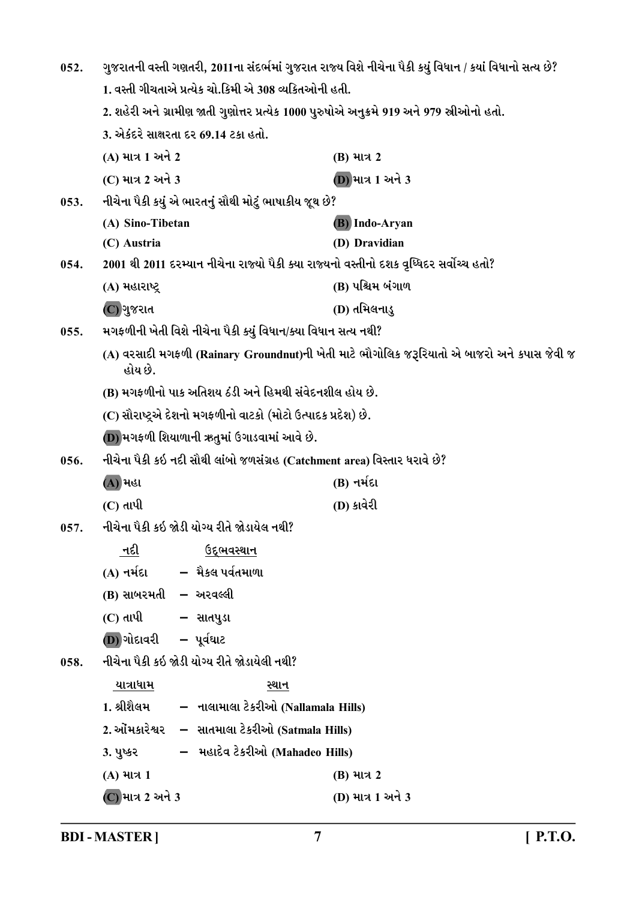052. ગુજરાતની વસ્તી ગણતરી, 2011ના સંદર્ભમાં ગુજરાત રાજ્ય વિશે નીચેના પૈકી કયું વિધાન / કયાં વિધાનો સત્ય છે?

1. વસ્તી ગીચતાએ પ્રત્યેક ચો.કિમી એ 308 વ્યકિતઓની હતી.

2. શહેરી અને ગ્રામીણ જાતી ગુણોત્તર પ્રત્યેક 1000 પુરુષોએ અનુક્રમે 919 અને 979 સ્ત્રીઓનો હતો.

3. એકંદરે સાક્ષરતા દર 69.14 ટકા હતો.

(A) માત્ર 1 અને 2
(B) માત્ર 2
(C) માત્ર 2 અને 3
(D) માત્ર 1 અને 3

053. નીચેના પૈકી કયું એ ભારતનું સૌથી મોટું ભાષાકીય જૂથ છે?

(A) Sino-Tibetan
(B) Indo-Aryan
(C) Austria
(D) Dravidian

054. 2001 થી 2011 દરમ્યાન નીચેના રાજ્યો પૈકી ક્યા રાજ્યનો વસ્તીનો દશક વૃધ્ધિદર સર્વોચ્ચ હતો?

(A) મહારાષ્ટ્ર
(B) પશ્ચિમ બંગાળ
(C) ગુજરાત
(D) તમિલનાડુ

055. મગફળીની ખેતી વિશે નીચેના પૈકી ક્યું વિધાન/ક્યા વિધાન સત્ય નથી?

(A) વરસાદી મગફળી (Rainary Groundnut)ની ખેતી માટે ભૌગોલિક જરૂરિયાતો એ બાજરો અને કપાસ જેવી જ હોય છે.

(B) મગફળીનો પાક અતિશય ઠંડી અને હિમથી સંવેદનશીલ હોય છે.

(C) સૌરાષ્ટ્રએ દેશનો મગફળીનો વાટકો (મોટો ઉત્પાદક પ્રદેશ) છે.

(D) મગફળી શિયાળાની ઋતુમાં ઉગાડવામાં આવે છે.

056. નીચેના પૈકી કઈ નદી સૌથી લાંબો જળસંગ્રહ (Catchment area) વિસ્તાર ધરાવે છે?

(A) મહા
(B) નર્મદા
(C) તાપી
(D) કાવેરી

057. નીચેના પૈકી કઈ જોડી યોગ્ય રીતે જોડાયેલ નથી?

| નદી | ઉદ્ભવસ્થાન |
|---|---|
| (A) નર્મદા | – મૈકલ પર્વતમાળા |
| (B) સાબરમતી | – અરવલ્લી |
| (C) તાપી | – સાતપુડા |
| (D) ગોદાવરી | – પૂર્વઘાટ |

058. નીચેના પૈકી કઈ જોડી યોગ્ય રીતે જોડાયેલી નથી?

| યાત્રાધામ | સ્થાન |
|---|---|
| 1. શ્રીશૈલમ | – નાલામાલા ટેકરીઓ (Nallamala Hills) |
| 2. ઓંમકારેશ્વર | – સાતમાલા ટેકરીઓ (Satmala Hills) |
| 3. પુષ્કર | – મહાદેવ ટેકરીઓ (Mahadeo Hills) |

(A) માત્ર 1
(B) માત્ર 2
(C) માત્ર 2 અને 3
(D) માત્ર 1 અને 3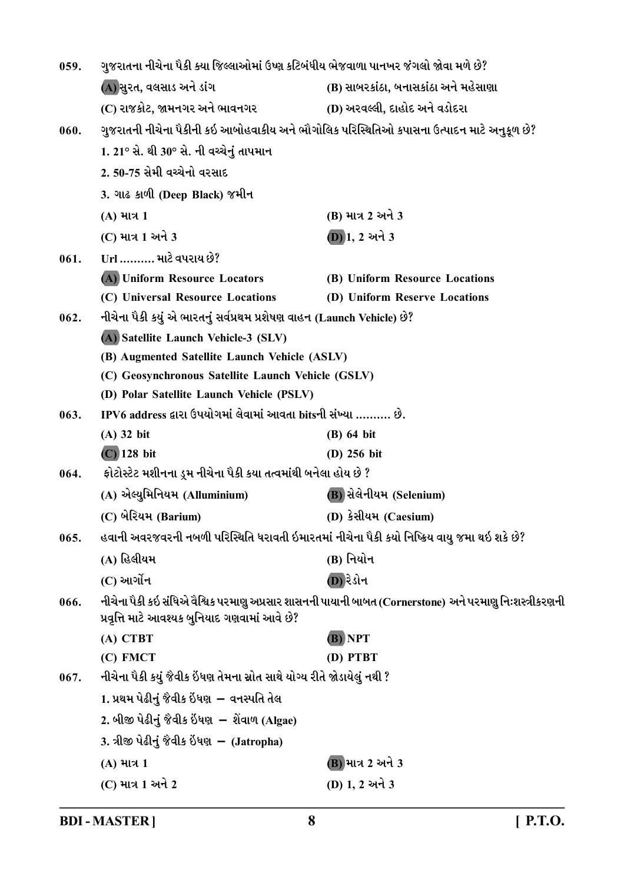059. ગુજરાતના નીચેના પૈકી ક્યા જિલ્લાઓમાં ઉષ્ણ કટિબંધીય ભેજવાળા પાનખર જંગલો જોવા મળે છે?

(A) સુરત, વલસાડ અને ડાંગ
(B) સાબરકાંઠા, બનાસકાંઠા અને મહેસાણા
(C) રાજકોટ, જામનગર અને ભાવનગર
(D) અરવલ્લી, દાહોદ અને વડોદરા

060. ગુજરાતની નીચેના પૈકીની કઇ આબોહવાકીય અને ભૌગોલિક પરિસ્થિતિઓ કપાસના ઉત્પાદન માટે અનુકૂળ છે?

1. 21° સે. થી 30° સે. ની વચ્ચેનું તાપમાન
2. 50-75 સેમી વચ્ચેનો વરસાદ
3. ગાઢ કાળી (Deep Black) જમીન

(A) માત્ર 1
(B) માત્ર 2 અને 3
(C) માત્ર 1 અને 3
(D) 1, 2 અને 3

061. Url .......... માટે વપરાય છે?

(A) Uniform Resource Locators
(B) Uniform Resource Locations
(C) Universal Resource Locations
(D) Uniform Reserve Locations

062. નીચેના પૈકી કયું એ ભારતનું સર્વપ્રથમ પ્રક્ષેપણ વાહન (Launch Vehicle) છે?

(A) Satellite Launch Vehicle-3 (SLV)
(B) Augmented Satellite Launch Vehicle (ASLV)
(C) Geosynchronous Satellite Launch Vehicle (GSLV)
(D) Polar Satellite Launch Vehicle (PSLV)

063. IPV6 address દ્વારા ઉપયોગમાં લેવામાં આવતા bitsની સંખ્યા .......... છે.

(A) 32 bit
(B) 64 bit
(C) 128 bit
(D) 256 bit

064. ફોટોસ્ટેટ મશીનના ડ્રમ નીચેના પૈકી કયા તત્વમાંથી બનેલા હોય છે ?

(A) એલ્યુમિનિયમ (Alluminium)
(B) સેલેનીયમ (Selenium)
(C) બેરિયમ (Barium)
(D) કેસીયમ (Caesium)

065. હવાની અવરજવરની નબળી પરિસ્થિતિ ધરાવતી ઇમારતમાં નીચેના પૈકી કયો નિષ્ક્રિય વાયુ જમા થઇ શકે છે?

(A) હિલીયમ
(B) નિયોન
(C) આર્ગોન
(D) રેડોન

066. નીચેના પૈકી કઇ સંધિએ વૈશ્વિક પરમાણુ અપ્રસાર શાસનની પાયાની બાબત (Cornerstone) અને પરમાણુ નિઃશસ્ત્રીકરણની પ્રવૃત્તિ માટે આવશ્યક બુનિયાદ ગણવામાં આવે છે?

(A) CTBT
(B) NPT
(C) FMCT
(D) PTBT

067. નીચેના પૈકી કયું જૈવીક ઇંધણ તેમના સ્રોત સાથે યોગ્ય રીતે જોડાયેલું નથી ?

1. પ્રથમ પેઢીનું જૈવીક ઇંધણ – વનસ્પતિ તેલ
2. બીજી પેઢીનું જૈવીક ઇંધણ – શેવાળ (Algae)
3. ત્રીજી પેઢીનું જૈવીક ઇંધણ – (Jatropha)

(A) માત્ર 1
(B) માત્ર 2 અને 3
(C) માત્ર 1 અને 2
(D) 1, 2 અને 3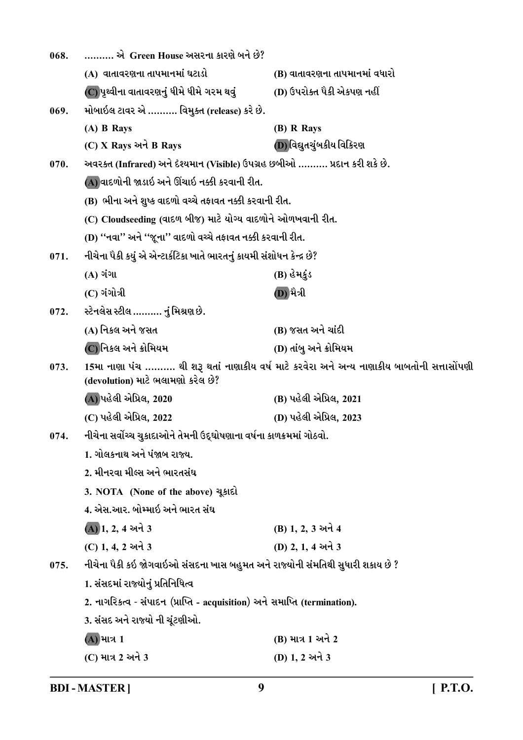068. .......... એ Green House અસરના કારણે બને છે?

(A) વાતાવરણના તાપમાનમાં ઘટાડો

(B) વાતાવરણના તાપમાનમાં વધારો

(C) પૃથ્વીના વાતાવરણનું ધીમે ધીમે ગરમ થવું

(D) ઉપરોક્ત પૈકી એકપણ નહીં

069. મોબાઇલ ટાવર એ .......... વિમુક્ત (release) કરે છે.

(A) B Rays

(B) R Rays

(C) X Rays અને B Rays

(D) વિદ્યુતચુંબકીય વિકિરણ

070. અવરક્ત (Infrared) અને દ્રશ્યમાન (Visible) ઉપગ્રહ છબીઓ .......... પ્રદાન કરી શકે છે.

(A) વાદળોની જાડાઇ અને ઊંચાઇ નક્કી કરવાની રીત.

(B) ભીના અને શુષ્ક વાદળો વચ્ચે તફાવત નક્કી કરવાની રીત.

(C) Cloudseeding (વાદળ બીજ) માટે યોગ્ય વાદળોને ઓળખવાની રીત.

(D) ''નવા'' અને ''જૂના'' વાદળો વચ્ચે તફાવત નક્કી કરવાની રીત.

071. નીચેના પૈકી કયું એ એન્ટાર્કટિકા ખાતે ભારતનું કાયમી સંશોધન કેન્દ્ર છે?

(A) ગંગા

(B) હેમકુંડ

(C) ગંગોત્રી

(D) મૈત્રી

072. સ્ટેનલેસ સ્ટીલ .......... નું મિશ્રણ છે.

(A) નિકલ અને જસત

(B) જસત અને ચાંદી

(C) નિકલ અને ક્રોમિયમ

(D) તાંબુ અને ક્રોમિયમ

073. 15મા નાણા પંચ .......... થી શરૂ થતાં નાણાકીય વર્ષ માટે કરવેરા અને અન્ય નાણાકીય બાબતોની સત્તાસોંપણી (devolution) માટે ભલામણો કરેલ છે?

(A) પહેલી એપ્રિલ, 2020

(B) પહેલી એપ્રિલ, 2021

(C) પહેલી એપ્રિલ, 2022

(D) પહેલી એપ્રિલ, 2023

074. નીચેના સર્વોચ્ચ ચુકાદાઓને તેમની ઉદ્ઘોષણાના વર્ષના કાળક્રમમાં ગોઠવો.

1. ગોલકનાથ અને પંજાબ રાજ્ય.

2. મીનરવા મીલ્સ અને ભારતસંઘ

3. NOTA (None of the above) ચૂકાદો

4. એસ.આર. બોમ્માઇ અને ભારત સંઘ

(A) 1, 2, 4 અને 3

(B) 1, 2, 3 અને 4

(C) 1, 4, 2 અને 3

(D) 2, 1, 4 અને 3

075. નીચેના પૈકી કઇ જોગવાઇઓ સંસદના ખાસ બહુમત અને રાજ્યોની સંમતિથી સુધારી શકાય છે ?

1. સંસદમાં રાજ્યોનું પ્રતિનિધિત્વ

2. નાગરિકત્વ - સંપાદન (પ્રાપ્તિ - acquisition) અને સમાપ્તિ (termination).

3. સંસદ અને રાજ્યો ની ચૂંટણીઓ.

(A) માત્ર 1

(B) માત્ર 1 અને 2

(C) માત્ર 2 અને 3

(D) 1, 2 અને 3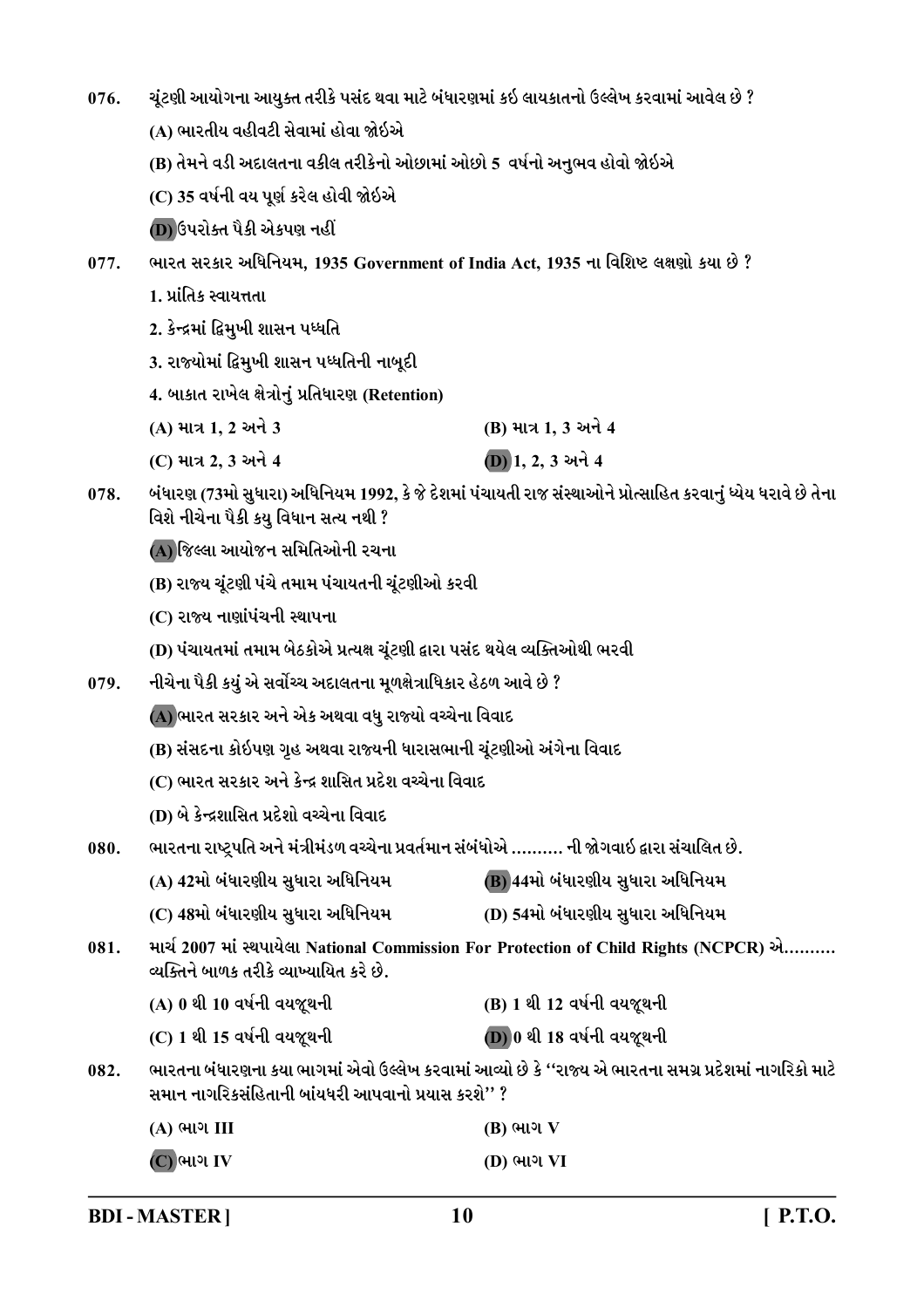076. ચૂંટણી આયોગના આયુક્ત તરીકે પસંદ થવા માટે બંધારણમાં કઈ લાયકાતનો ઉલ્લેખ કરવામાં આવેલ છે ?

(A) ભારતીય વહીવટી સેવામાં હોવા જોઇએ

(B) તેમને વડી અદાલતના વકીલ તરીકેનો ઓછામાં ઓછો 5 વર્ષનો અનુભવ હોવો જોઇએ

(C) 35 વર્ષની વય પૂર્ણ કરેલ હોવી જોઇએ

(D) ઉપરોક્ત પૈકી એકપણ નહીં

077. ભારત સરકાર અધિનિયમ, 1935 Government of India Act, 1935 ના વિશિષ્ટ લક્ષણો કયા છે ?

1. પ્રાંતિક સ્વાયત્તતા

2. કેન્દ્રમાં દ્વિમુખી શાસન પધ્ધતિ

3. રાજ્યોમાં દ્વિમુખી શાસન પધ્ધતિની નાબૂદી

4. બાકાત રાખેલ ક્ષેત્રોનું પ્રતિધારણ (Retention)

(A) માત્ર 1, 2 અને 3

(B) માત્ર 1, 3 અને 4

(C) માત્ર 2, 3 અને 4

(D) 1, 2, 3 અને 4

078. બંધારણ (73મો સુધારો) અધિનિયમ 1992, કે જે દેશમાં પંચાયતી રાજ સંસ્થાઓને પ્રોત્સાહિત કરવાનું ધ્યેય ધરાવે છે તેના વિશે નીચેના પૈકી કયુ વિધાન સત્ય નથી ?

(A) જિલ્લા આયોજન સમિતિઓની રચના

(B) રાજ્ય ચૂંટણી પંચે તમામ પંચાયતની ચૂંટણીઓ કરવી

(C) રાજ્ય નાણાંપંચની સ્થાપના

(D) પંચાયતમાં તમામ બેઠકોએ પ્રત્યક્ષ ચૂંટણી દ્વારા પસંદ થયેલ વ્યક્તિઓથી ભરવી

079. નીચેના પૈકી કયું એ સર્વોચ્ચ અદાલતના મૂળક્ષેત્રાધિકાર હેઠળ આવે છે ?

(A) ભારત સરકાર અને એક અથવા વધુ રાજ્યો વચ્ચેના વિવાદ

(B) સંસદના કોઈપણ ગૃહ અથવા રાજ્યની ધારાસભાની ચૂંટણીઓ અંગેના વિવાદ

(C) ભારત સરકાર અને કેન્દ્ર શાસિત પ્રદેશ વચ્ચેના વિવાદ

(D) બે કેન્દ્રશાસિત પ્રદેશો વચ્ચેના વિવાદ

080. ભારતના રાષ્ટ્રપતિ અને મંત્રીમંડળ વચ્ચેના પ્રવર્તમાન સંબંધોએ .......... ની જોગવાઈ દ્વારા સંચાલિત છે.

(A) 42મો બંધારણીય સુધારા અધિનિયમ

(B) 44મો બંધારણીય સુધારા અધિનિયમ

(C) 48મો બંધારણીય સુધારા અધિનિયમ

(D) 54મો બંધારણીય સુધારા અધિનિયમ

081. માર્ચ 2007 માં સ્થપાયેલા National Commission For Protection of Child Rights (NCPCR) એ.......... વ્યક્તિને બાળક તરીકે વ્યાખ્યાયિત કરે છે.

(A) 0 થી 10 વર્ષની વયજૂથની

(B) 1 થી 12 વર્ષની વયજૂથની

(C) 1 થી 15 વર્ષની વયજૂથની

(D) 0 થી 18 વર્ષની વયજૂથની

082. ભારતના બંધારણના કયા ભાગમાં એવો ઉલ્લેખ કરવામાં આવ્યો છે કે ''રાજ્ય એ ભારતના સમગ્ર પ્રદેશમાં નાગરિકો માટે સમાન નાગરિકસંહિતાની બાંયધરી આપવાનો પ્રયાસ કરશે'' ?

(A) ભાગ III

(B) ભાગ V

(C) ભાગ IV

(D) ભાગ VI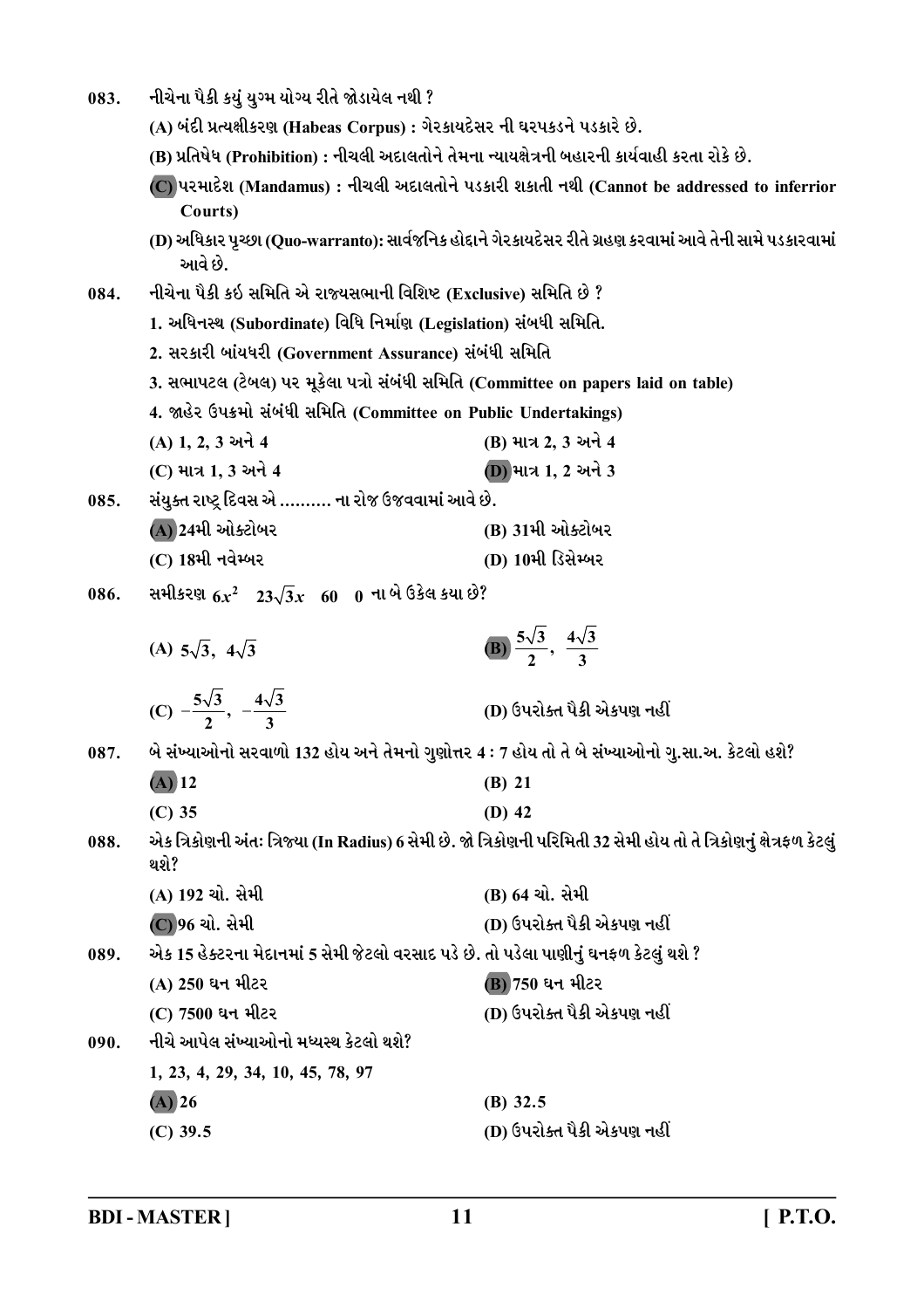083. નીચેના પૈકી કયું યુગ્મ યોગ્ય રીતે જોડાયેલ નથી ?

(A) બંદી પ્રત્યક્ષીકરણ (Habeas Corpus) : ગેરકાયદેસર ની ધરપકડને પડકારે છે.

(B) પ્રતિષેધ (Prohibition) : નીચલી અદાલતોને તેમના ન્યાયક્ષેત્રની બહારની કાર્યવાહી કરતા રોકે છે.

**(C)** પરમાદેશ (Mandamus) : નીચલી અદાલતોને પડકારી શકાતી નથી (Cannot be addressed to inferrior Courts)

(D) અધિકાર પૃચ્છા (Quo-warranto): સાર્વજનિક હોદ્દાને ગેરકાયદેસર રીતે ગ્રહણ કરવામાં આવે તેની સામે પડકારવામાં આવે છે.

084. નીચેના પૈકી કઇ સમિતિ એ રાજ્યસભાની વિશિષ્ટ (Exclusive) સમિતિ છે ?

1. અધિનસ્થ (Subordinate) વિધિ નિર્માણ (Legislation) સંબધી સમિતિ.
2. સરકારી બાંયધરી (Government Assurance) સંબંધી સમિતિ
3. સભાપટલ (ટેબલ) પર મૂકેલા પત્રો સંબંધી સમિતિ (Committee on papers laid on table)
4. જાહેર ઉપક્રમો સંબંધી સમિતિ (Committee on Public Undertakings)

(A) 1, 2, 3 અને 4 (B) માત્ર 2, 3 અને 4

(C) માત્ર 1, 3 અને 4 **(D)** માત્ર 1, 2 અને 3

085. સંયુક્ત રાષ્ટ્ર દિવસ એ .......... ના રોજ ઉજવવામાં આવે છે.

**(A)** 24મી ઓક્ટોબર (B) 31મી ઓક્ટોબર

(C) 18મી નવેમ્બર (D) 10મી ડિસેમ્બર

086. સમીકરણ $6x^2 \quad 23\sqrt{3}x \quad 60 \quad 0$ ના બે ઉકેલ કયા છે?

(A) $5\sqrt{3},\ 4\sqrt{3}$ **(B)** $\frac{5\sqrt{3}}{2},\ \frac{4\sqrt{3}}{3}$

(C) $-\frac{5\sqrt{3}}{2},\ -\frac{4\sqrt{3}}{3}$ (D) ઉપરોક્ત પૈકી એકપણ નહીં

087. બે સંખ્યાઓનો સરવાળો 132 હોય અને તેમનો ગુણોત્તર 4 : 7 હોય તો તે બે સંખ્યાઓનો ગુ.સા.અ. કેટલો હશે?

**(A)** 12 (B) 21

(C) 35 (D) 42

088. એક ત્રિકોણની અંતઃ ત્રિજ્યા (In Radius) 6 સેમી છે. જો ત્રિકોણની પરિમિતી 32 સેમી હોય તો તે ત્રિકોણનું ક્ષેત્રફળ કેટલું થશે?

(A) 192 ચો. સેમી (B) 64 ચો. સેમી

**(C)** 96 ચો. સેમી (D) ઉપરોક્ત પૈકી એકપણ નહીં

089. એક 15 હેક્ટરના મેદાનમાં 5 સેમી જેટલો વરસાદ પડે છે. તો પડેલા પાણીનું ઘનફળ કેટલું થશે ?

(A) 250 ઘન મીટર **(B)** 750 ઘન મીટર

(C) 7500 ઘન મીટર (D) ઉપરોક્ત પૈકી એકપણ નહીં

090. નીચે આપેલ સંખ્યાઓનો મધ્યસ્થ કેટલો થશે?

1, 23, 4, 29, 34, 10, 45, 78, 97

**(A)** 26 (B) 32.5

(C) 39.5 (D) ઉપરોક્ત પૈકી એકપણ નહીં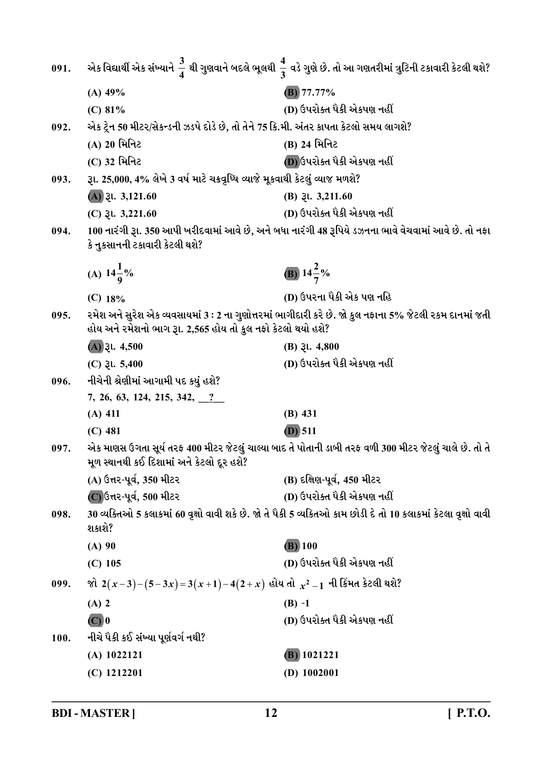091. એક વિદ્યાર્થી એક સંખ્યાને $\frac{3}{4}$ થી ગુણવાને બદલે ભૂલથી $\frac{4}{3}$ વડે ગુણે છે. તો આ ગણતરીમાં ત્રુટિની ટકાવારી કેટલી થશે?

(A) 49%
**(B) 77.77%**
(C) 81%
(D) ઉપરોક્ત પૈકી એકપણ નહીં

092. એક ટ્રેન 50 મીટર/સેકન્ડની ઝડપે દોડે છે, તો તેને 75 કિ.મી. અંતર કાપતા કેટલો સમય લાગશે?

(A) 20 મિનિટ
(B) 24 મિનિટ
(C) 32 મિનિટ
**(D) ઉપરોક્ત પૈકી એકપણ નહીં**

093. રૂા. 25,000, 4% લેખે 3 વર્ષ માટે ચક્રવૃધ્ધિ વ્યાજે મૂકવાથી કેટલું વ્યાજ મળશે?

**(A) રૂા. 3,121.60**
(B) રૂા. 3,211.60
(C) રૂા. 3,221.60
(D) ઉપરોક્ત પૈકી એકપણ નહીં

094. 100 નારંગી રૂા. 350 આપી ખરીદવામાં આવે છે, અને બધા નારંગી 48 રૂપિયે ડઝનના ભાવે વેચવામાં આવે છે. તો નફા કે નુકસાનની ટકાવારી કેટલી થશે?

(A) $14\frac{1}{9}\%$
**(B) $14\frac{2}{7}\%$**
(C) 18%
(D) ઉપરના પૈકી એક પણ નહિ

095. રમેશ અને સુરેશ એક વ્યવસાયમાં 3 : 2 ના ગુણોત્તરમાં ભાગીદારી કરે છે. જો કુલ નફાના 5% જેટલી રકમ દાનમાં જતી હોય અને રમેશનો ભાગ રૂા. 2,565 હોય તો કુલ નફો કેટલો થયો હશે?

**(A) રૂા. 4,500**
(B) રૂા. 4,800
(C) રૂા. 5,400
(D) ઉપરોક્ત પૈકી એકપણ નહીં

096. નીચેની શ્રેણીમાં આગામી પદ કયું હશે?

7, 26, 63, 124, 215, 342, ___?___

(A) 411
(B) 431
(C) 481
**(D) 511**

097. એક માણસ ઉગતા સૂર્ય તરફ 400 મીટર જેટલું ચાલ્યા બાદ તે પોતાની ડાબી તરફ વળી 300 મીટર જેટલું ચાલે છે. તો તે મૂળ સ્થાનથી કઈ દિશામાં અને કેટલો દૂર હશે?

(A) ઉત્તર-પૂર્વ, 350 મીટર
(B) દક્ષિણ-પૂર્વ, 450 મીટર
**(C) ઉત્તર-પૂર્વ, 500 મીટર**
(D) ઉપરોક્ત પૈકી એકપણ નહીં

098. 30 વ્યક્તિઓ 5 કલાકમાં 60 વૃક્ષો વાવી શકે છે. જો તે પૈકી 5 વ્યકિતઓ કામ છોડી દે તો 10 કલાકમાં કેટલા વૃક્ષો વાવી શકાશે?

(A) 90
**(B) 100**
(C) 105
(D) ઉપરોક્ત પૈકી એકપણ નહીં

099. જો $2(x-3)-(5-3x)=3(x+1)-4(2+x)$ હોય તો $x^2-1$ ની કિંમત કેટલી થશે?

(A) 2
(B) -1
**(C) 0**
(D) ઉપરોક્ત પૈકી એકપણ નહીં

100. નીચે પૈકી કઈ સંખ્યા પૂર્ણવર્ગ નથી?

(A) 1022121
**(B) 1021221**
(C) 1212201
(D) 1002001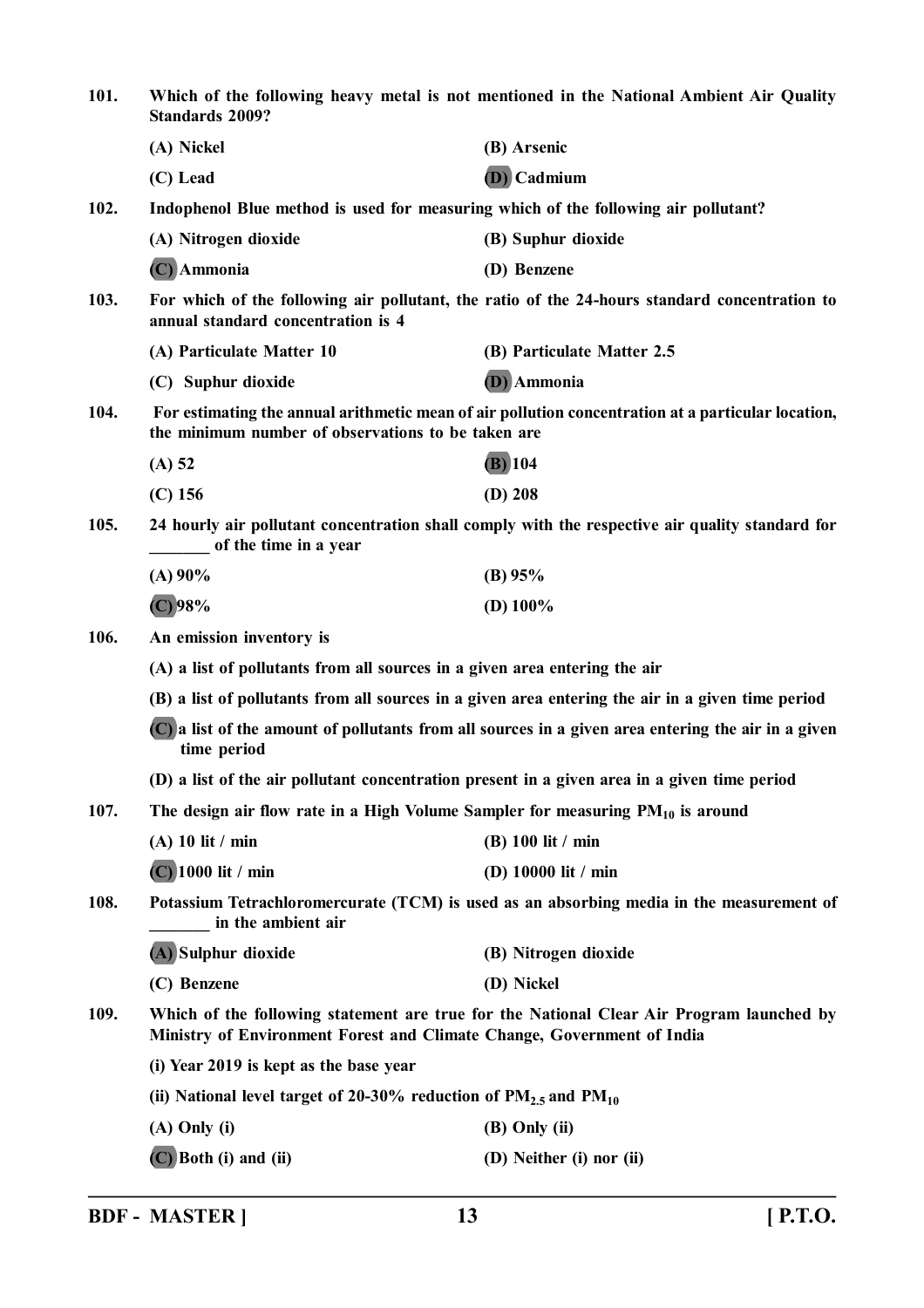**101. Which of the following heavy metal is not mentioned in the National Ambient Air Quality Standards 2009?**

(A) Nickel
(B) Arsenic
(C) Lead
(D) Cadmium

**102. Indophenol Blue method is used for measuring which of the following air pollutant?**

(A) Nitrogen dioxide
(B) Suphur dioxide
(C) Ammonia
(D) Benzene

**103. For which of the following air pollutant, the ratio of the 24-hours standard concentration to annual standard concentration is 4**

(A) Particulate Matter 10
(B) Particulate Matter 2.5
(C) Suphur dioxide
(D) Ammonia

**104. For estimating the annual arithmetic mean of air pollution concentration at a particular location, the minimum number of observations to be taken are**

(A) 52
(B) 104
(C) 156
(D) 208

**105. 24 hourly air pollutant concentration shall comply with the respective air quality standard for _______ of the time in a year**

(A) 90%
(B) 95%
(C) 98%
(D) 100%

**106. An emission inventory is**

(A) a list of pollutants from all sources in a given area entering the air

(B) a list of pollutants from all sources in a given area entering the air in a given time period

(C) a list of the amount of pollutants from all sources in a given area entering the air in a given time period

(D) a list of the air pollutant concentration present in a given area in a given time period

**107. The design air flow rate in a High Volume Sampler for measuring $PM_{10}$ is around**

(A) 10 lit / min
(B) 100 lit / min
(C) 1000 lit / min
(D) 10000 lit / min

**108. Potassium Tetrachloromercurate (TCM) is used as an absorbing media in the measurement of _______ in the ambient air**

(A) Sulphur dioxide
(B) Nitrogen dioxide
(C) Benzene
(D) Nickel

**109. Which of the following statement are true for the National Clear Air Program launched by Ministry of Environment Forest and Climate Change, Government of India**

(i) Year 2019 is kept as the base year

(ii) National level target of 20-30% reduction of $PM_{2.5}$ and $PM_{10}$

(A) Only (i)
(B) Only (ii)
(C) Both (i) and (ii)
(D) Neither (i) nor (ii)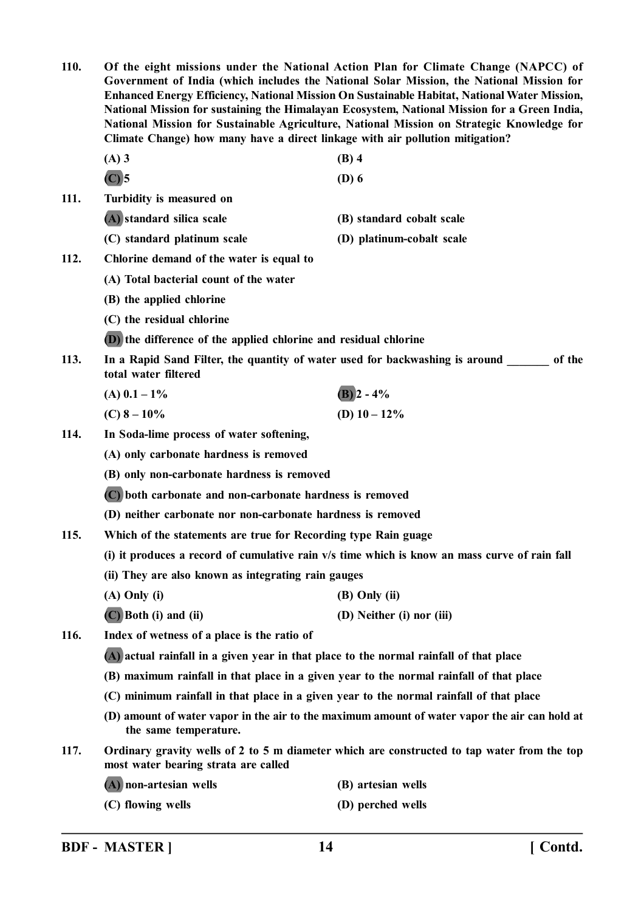**110. Of the eight missions under the National Action Plan for Climate Change (NAPCC) of Government of India (which includes the National Solar Mission, the National Mission for Enhanced Energy Efficiency, National Mission On Sustainable Habitat, National Water Mission, National Mission for sustaining the Himalayan Ecosystem, National Mission for a Green India, National Mission for Sustainable Agriculture, National Mission on Strategic Knowledge for Climate Change) how many have a direct linkage with air pollution mitigation?**

(A) 3 &nbsp;&nbsp;&nbsp;&nbsp; (B) 4

(C) 5 &nbsp;&nbsp;&nbsp;&nbsp; (D) 6

**111. Turbidity is measured on**

(A) standard silica scale &nbsp;&nbsp;&nbsp;&nbsp; (B) standard cobalt scale

(C) standard platinum scale &nbsp;&nbsp;&nbsp;&nbsp; (D) platinum-cobalt scale

**112. Chlorine demand of the water is equal to**

(A) Total bacterial count of the water

(B) the applied chlorine

(C) the residual chlorine

(D) the difference of the applied chlorine and residual chlorine

**113. In a Rapid Sand Filter, the quantity of water used for backwashing is around _______ of the total water filtered**

(A) 0.1 – 1% &nbsp;&nbsp;&nbsp;&nbsp; (B) 2 - 4%

(C) 8 – 10% &nbsp;&nbsp;&nbsp;&nbsp; (D) 10 – 12%

**114. In Soda-lime process of water softening,**

(A) only carbonate hardness is removed

(B) only non-carbonate hardness is removed

(C) both carbonate and non-carbonate hardness is removed

(D) neither carbonate nor non-carbonate hardness is removed

**115. Which of the statements are true for Recording type Rain guage**

(i) it produces a record of cumulative rain v/s time which is know an mass curve of rain fall

(ii) They are also known as integrating rain gauges

(A) Only (i) &nbsp;&nbsp;&nbsp;&nbsp; (B) Only (ii)

(C) Both (i) and (ii) &nbsp;&nbsp;&nbsp;&nbsp; (D) Neither (i) nor (iii)

**116. Index of wetness of a place is the ratio of**

(A) actual rainfall in a given year in that place to the normal rainfall of that place

(B) maximum rainfall in that place in a given year to the normal rainfall of that place

(C) minimum rainfall in that place in a given year to the normal rainfall of that place

(D) amount of water vapor in the air to the maximum amount of water vapor the air can hold at the same temperature.

**117. Ordinary gravity wells of 2 to 5 m diameter which are constructed to tap water from the top most water bearing strata are called**

(A) non-artesian wells &nbsp;&nbsp;&nbsp;&nbsp; (B) artesian wells

(C) flowing wells &nbsp;&nbsp;&nbsp;&nbsp; (D) perched wells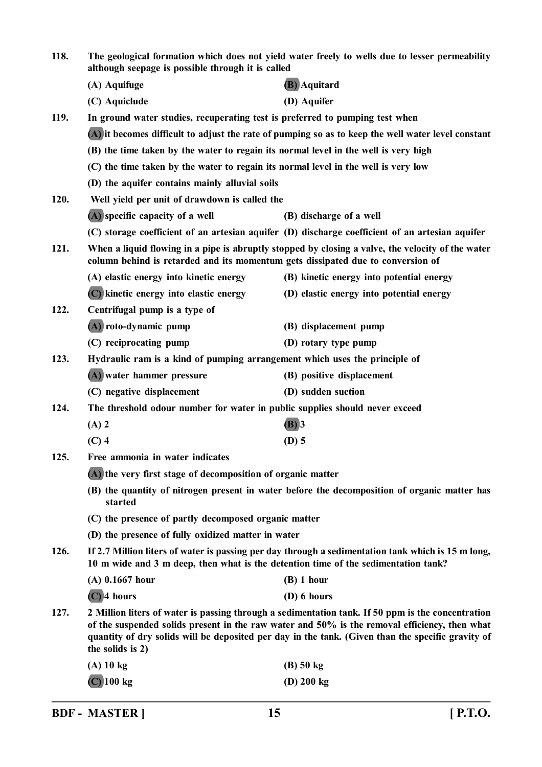**118. The geological formation which does not yield water freely to wells due to lesser permeability although seepage is possible through it is called**

(A) Aquifuge (B) Aquitard

(C) Aquiclude (D) Aquifer

**119. In ground water studies, recuperating test is preferred to pumping test when**

(A) it becomes difficult to adjust the rate of pumping so as to keep the well water level constant

(B) the time taken by the water to regain its normal level in the well is very high

(C) the time taken by the water to regain its normal level in the well is very low

(D) the aquifer contains mainly alluvial soils

**120. Well yield per unit of drawdown is called the**

(A) specific capacity of a well (B) discharge of a well

(C) storage coefficient of an artesian aquifer (D) discharge coefficient of an artesian aquifer

**121. When a liquid flowing in a pipe is abruptly stopped by closing a valve, the velocity of the water column behind is retarded and its momentum gets dissipated due to conversion of**

(A) elastic energy into kinetic energy (B) kinetic energy into potential energy

(C) kinetic energy into elastic energy (D) elastic energy into potential energy

**122. Centrifugal pump is a type of**

(A) roto-dynamic pump (B) displacement pump

(C) reciprocating pump (D) rotary type pump

**123. Hydraulic ram is a kind of pumping arrangement which uses the principle of**

(A) water hammer pressure (B) positive displacement

(C) negative displacement (D) sudden suction

**124. The threshold odour number for water in public supplies should never exceed**

(A) 2 (B) 3

(C) 4 (D) 5

**125. Free ammonia in water indicates**

(A) the very first stage of decomposition of organic matter

(B) the quantity of nitrogen present in water before the decomposition of organic matter has started

(C) the presence of partly decomposed organic matter

(D) the presence of fully oxidized matter in water

**126. If 2.7 Million liters of water is passing per day through a sedimentation tank which is 15 m long, 10 m wide and 3 m deep, then what is the detention time of the sedimentation tank?**

(A) 0.1667 hour (B) 1 hour

(C) 4 hours (D) 6 hours

**127. 2 Million liters of water is passing through a sedimentation tank. If 50 ppm is the concentration of the suspended solids present in the raw water and 50% is the removal efficiency, then what quantity of dry solids will be deposited per day in the tank. (Given than the specific gravity of the solids is 2)**

(A) 10 kg (B) 50 kg

(C) 100 kg (D) 200 kg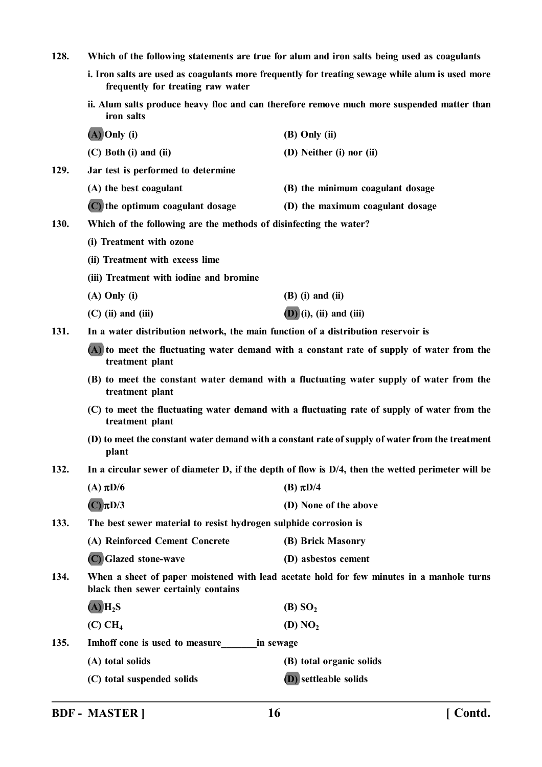128. Which of the following statements are true for alum and iron salts being used as coagulants

i. Iron salts are used as coagulants more frequently for treating sewage while alum is used more frequently for treating raw water

ii. Alum salts produce heavy floc and can therefore remove much more suspended matter than iron salts

(A) Only (i) (B) Only (ii)

(C) Both (i) and (ii) (D) Neither (i) nor (ii)

129. Jar test is performed to determine

(A) the best coagulant (B) the minimum coagulant dosage

(C) the optimum coagulant dosage (D) the maximum coagulant dosage

130. Which of the following are the methods of disinfecting the water?

(i) Treatment with ozone

(ii) Treatment with excess lime

(iii) Treatment with iodine and bromine

(A) Only (i) (B) (i) and (ii)

(C) (ii) and (iii) (D) (i), (ii) and (iii)

131. In a water distribution network, the main function of a distribution reservoir is

(A) to meet the fluctuating water demand with a constant rate of supply of water from the treatment plant

(B) to meet the constant water demand with a fluctuating water supply of water from the treatment plant

(C) to meet the fluctuating water demand with a fluctuating rate of supply of water from the treatment plant

(D) to meet the constant water demand with a constant rate of supply of water from the treatment plant

132. In a circular sewer of diameter D, if the depth of flow is D/4, then the wetted perimeter will be

(A) $\pi D/6$ (B) $\pi D/4$

(C) $\pi D/3$ (D) None of the above

133. The best sewer material to resist hydrogen sulphide corrosion is

(A) Reinforced Cement Concrete (B) Brick Masonry

(C) Glazed stone-wave (D) asbestos cement

134. When a sheet of paper moistened with lead acetate hold for few minutes in a manhole turns black then sewer certainly contains

(A) $H_2S$ (B) $SO_2$

(C) $CH_4$ (D) $NO_2$

135. Imhoff cone is used to measure_______in sewage

(A) total solids (B) total organic solids

(C) total suspended solids (D) settleable solids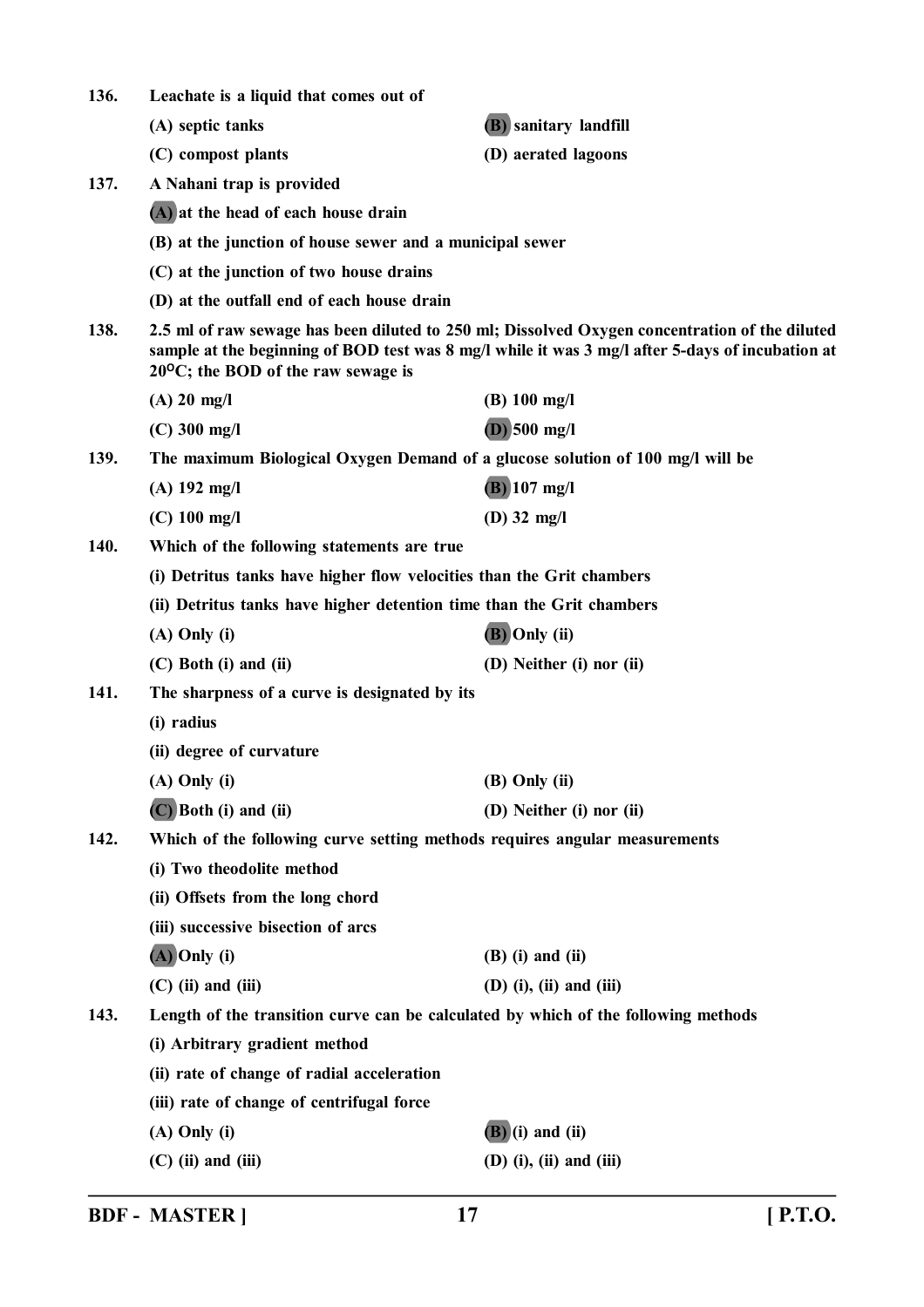136. Leachate is a liquid that comes out of

(A) septic tanks
**(B)** sanitary landfill
(C) compost plants
(D) aerated lagoons

137. A Nahani trap is provided

**(A)** at the head of each house drain
(B) at the junction of house sewer and a municipal sewer
(C) at the junction of two house drains
(D) at the outfall end of each house drain

138. 2.5 ml of raw sewage has been diluted to 250 ml; Dissolved Oxygen concentration of the diluted sample at the beginning of BOD test was 8 mg/l while it was 3 mg/l after 5-days of incubation at 20$^{O}$C; the BOD of the raw sewage is

(A) 20 mg/l
(B) 100 mg/l
(C) 300 mg/l
**(D)** 500 mg/l

139. The maximum Biological Oxygen Demand of a glucose solution of 100 mg/l will be

(A) 192 mg/l
**(B)** 107 mg/l
(C) 100 mg/l
(D) 32 mg/l

140. Which of the following statements are true

(i) Detritus tanks have higher flow velocities than the Grit chambers
(ii) Detritus tanks have higher detention time than the Grit chambers

(A) Only (i)
**(B)** Only (ii)
(C) Both (i) and (ii)
(D) Neither (i) nor (ii)

141. The sharpness of a curve is designated by its

(i) radius
(ii) degree of curvature

(A) Only (i)
(B) Only (ii)
**(C)** Both (i) and (ii)
(D) Neither (i) nor (ii)

142. Which of the following curve setting methods requires angular measurements

(i) Two theodolite method
(ii) Offsets from the long chord
(iii) successive bisection of arcs

**(A)** Only (i)
(B) (i) and (ii)
(C) (ii) and (iii)
(D) (i), (ii) and (iii)

143. Length of the transition curve can be calculated by which of the following methods

(i) Arbitrary gradient method
(ii) rate of change of radial acceleration
(iii) rate of change of centrifugal force

(A) Only (i)
**(B)** (i) and (ii)
(C) (ii) and (iii)
(D) (i), (ii) and (iii)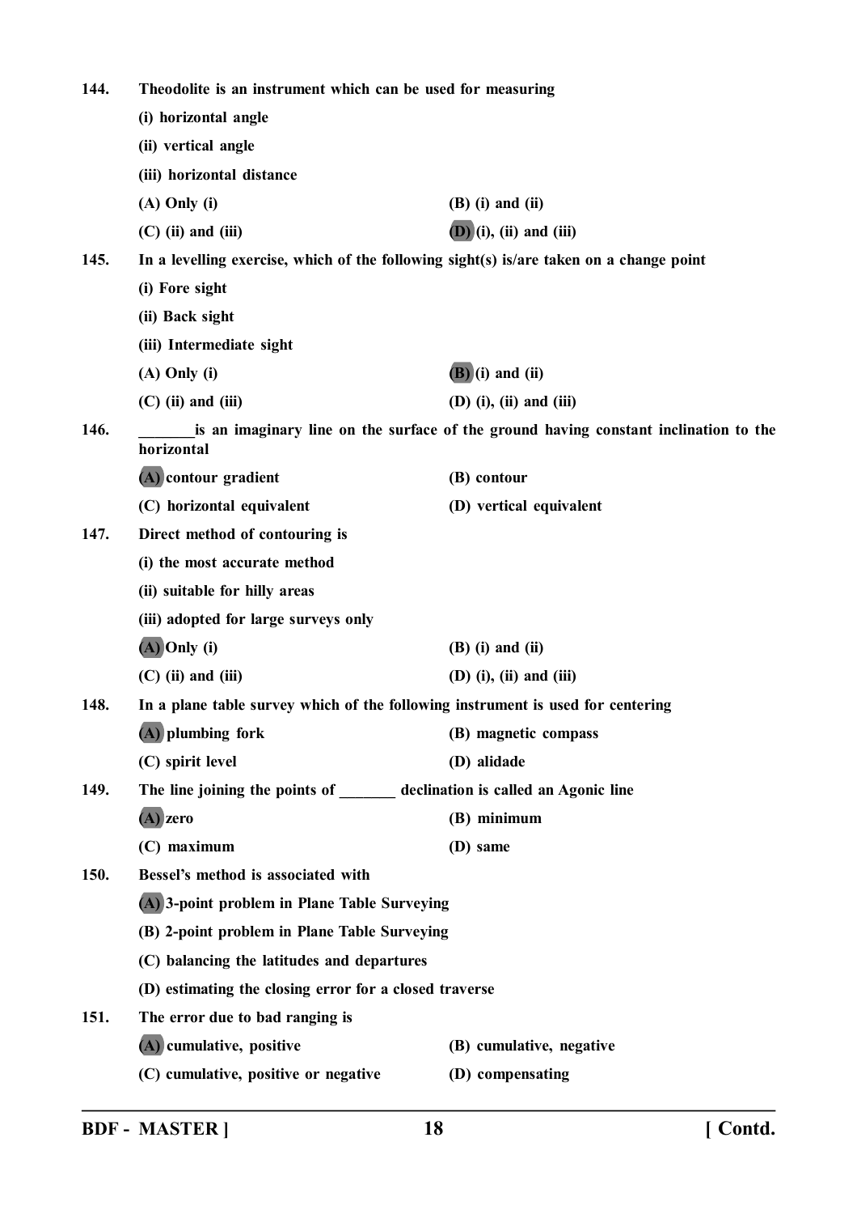144. **Theodolite is an instrument which can be used for measuring**

(i) horizontal angle

(ii) vertical angle

(iii) horizontal distance

(A) Only (i) (B) (i) and (ii)

(C) (ii) and (iii) **(D) (i), (ii) and (iii)**

145. **In a levelling exercise, which of the following sight(s) is/are taken on a change point**

(i) Fore sight

(ii) Back sight

(iii) Intermediate sight

(A) Only (i) **(B) (i) and (ii)**

(C) (ii) and (iii) (D) (i), (ii) and (iii)

146. **_______is an imaginary line on the surface of the ground having constant inclination to the horizontal**

**(A) contour gradient** (B) contour

(C) horizontal equivalent (D) vertical equivalent

147. **Direct method of contouring is**

(i) the most accurate method

(ii) suitable for hilly areas

(iii) adopted for large surveys only

**(A) Only (i)** (B) (i) and (ii)

(C) (ii) and (iii) (D) (i), (ii) and (iii)

148. **In a plane table survey which of the following instrument is used for centering**

**(A) plumbing fork** (B) magnetic compass

(C) spirit level (D) alidade

149. **The line joining the points of _______ declination is called an Agonic line**

**(A) zero** (B) minimum

(C) maximum (D) same

150. **Bessel's method is associated with**

**(A) 3-point problem in Plane Table Surveying**

(B) 2-point problem in Plane Table Surveying

(C) balancing the latitudes and departures

(D) estimating the closing error for a closed traverse

151. **The error due to bad ranging is**

**(A) cumulative, positive** (B) cumulative, negative

(C) cumulative, positive or negative (D) compensating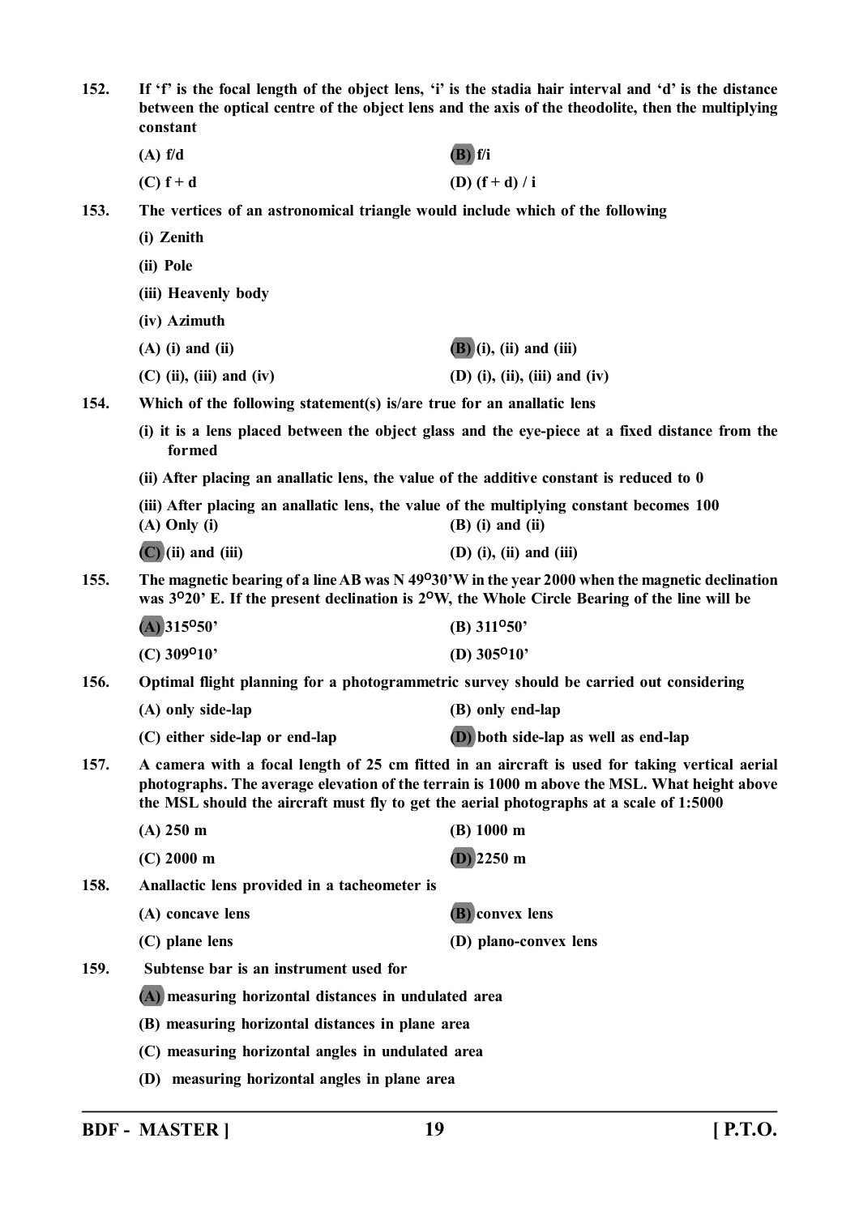**152.** If 'f' is the focal length of the object lens, 'i' is the stadia hair interval and 'd' is the distance between the optical centre of the object lens and the axis of the theodolite, then the multiplying constant

(A) f/d  
(B) f/i  
(C) f + d  
(D) (f + d) / i

**153.** The vertices of an astronomical triangle would include which of the following

(i) Zenith

(ii) Pole

(iii) Heavenly body

(iv) Azimuth

(A) (i) and (ii)  
(B) (i), (ii) and (iii)  
(C) (ii), (iii) and (iv)  
(D) (i), (ii), (iii) and (iv)

**154.** Which of the following statement(s) is/are true for an anallatic lens

(i) it is a lens placed between the object glass and the eye-piece at a fixed distance from the formed

(ii) After placing an anallatic lens, the value of the additive constant is reduced to 0

(iii) After placing an anallatic lens, the value of the multiplying constant becomes 100

(A) Only (i)  
(B) (i) and (ii)  
(C) (ii) and (iii)  
(D) (i), (ii) and (iii)

**155.** The magnetic bearing of a line AB was N 49°30'W in the year 2000 when the magnetic declination was 3°20' E. If the present declination is 2°W, the Whole Circle Bearing of the line will be

(A) 315°50'  
(B) 311°50'  
(C) 309°10'  
(D) 305°10'

**156.** Optimal flight planning for a photogrammetric survey should be carried out considering

(A) only side-lap  
(B) only end-lap  
(C) either side-lap or end-lap  
(D) both side-lap as well as end-lap

**157.** A camera with a focal length of 25 cm fitted in an aircraft is used for taking vertical aerial photographs. The average elevation of the terrain is 1000 m above the MSL. What height above the MSL should the aircraft must fly to get the aerial photographs at a scale of 1:5000

(A) 250 m  
(B) 1000 m  
(C) 2000 m  
(D) 2250 m

**158.** Anallactic lens provided in a tacheometer is

(A) concave lens  
(B) convex lens  
(C) plane lens  
(D) plano-convex lens

**159.** Subtense bar is an instrument used for

(A) measuring horizontal distances in undulated area

(B) measuring horizontal distances in plane area

(C) measuring horizontal angles in undulated area

(D) measuring horizontal angles in plane area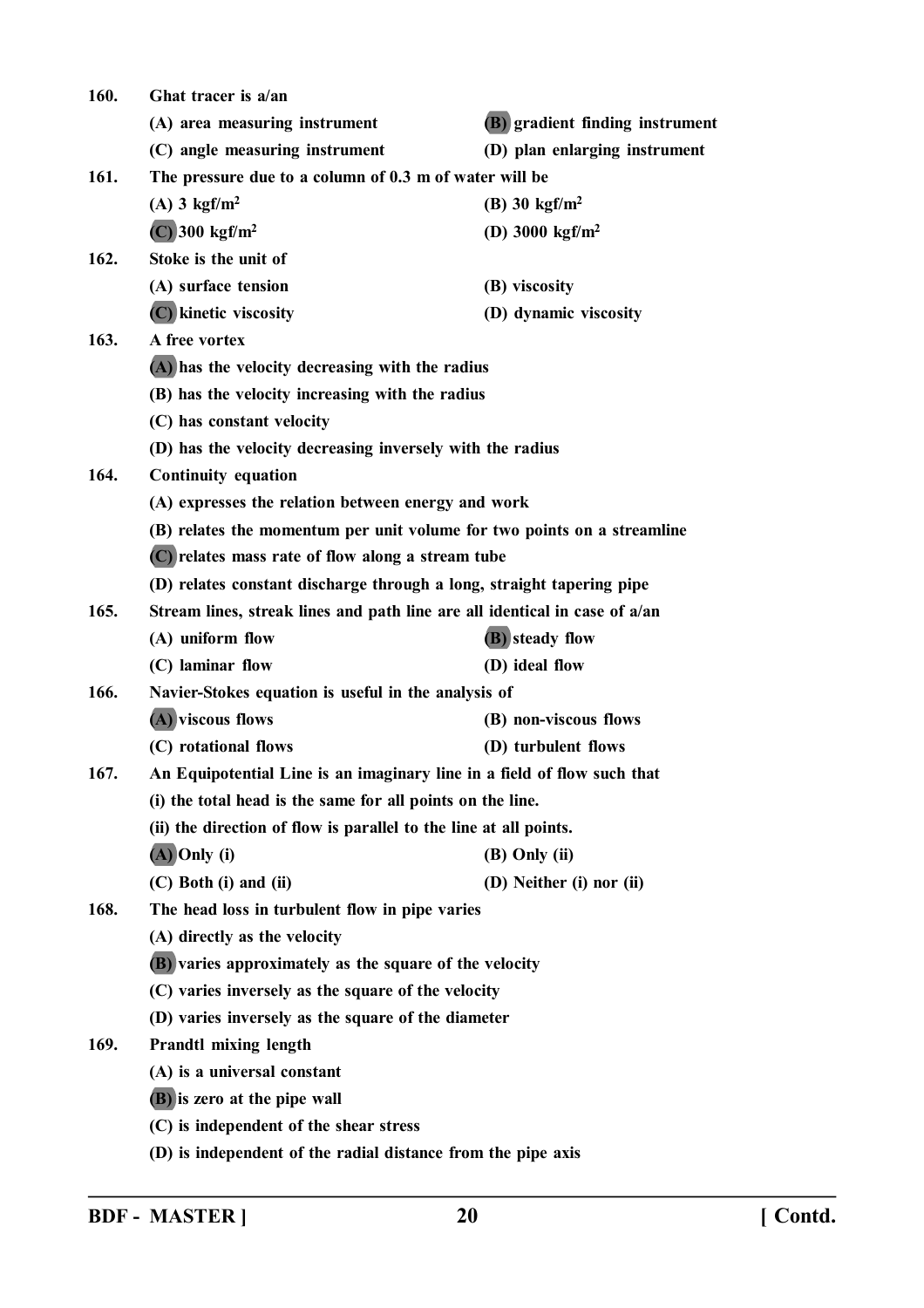**160.** **Ghat tracer is a/an**

(A) area measuring instrument
**(B) gradient finding instrument**
(C) angle measuring instrument
(D) plan enlarging instrument

**161.** **The pressure due to a column of 0.3 m of water will be**

(A) 3 $kgf/m^2$
(B) 30 $kgf/m^2$
**(C) 300 $kgf/m^2$**
(D) 3000 $kgf/m^2$

**162.** **Stoke is the unit of**

(A) surface tension
(B) viscosity
**(C) kinetic viscosity**
(D) dynamic viscosity

**163.** **A free vortex**

**(A) has the velocity decreasing with the radius**
(B) has the velocity increasing with the radius
(C) has constant velocity
(D) has the velocity decreasing inversely with the radius

**164.** **Continuity equation**

(A) expresses the relation between energy and work
(B) relates the momentum per unit volume for two points on a streamline
**(C) relates mass rate of flow along a stream tube**
(D) relates constant discharge through a long, straight tapering pipe

**165.** **Stream lines, streak lines and path line are all identical in case of a/an**

(A) uniform flow
**(B) steady flow**
(C) laminar flow
(D) ideal flow

**166.** **Navier-Stokes equation is useful in the analysis of**

**(A) viscous flows**
(B) non-viscous flows
(C) rotational flows
(D) turbulent flows

**167.** **An Equipotential Line is an imaginary line in a field of flow such that**

(i) the total head is the same for all points on the line.
(ii) the direction of flow is parallel to the line at all points.

**(A) Only (i)**
(B) Only (ii)
(C) Both (i) and (ii)
(D) Neither (i) nor (ii)

**168.** **The head loss in turbulent flow in pipe varies**

(A) directly as the velocity
**(B) varies approximately as the square of the velocity**
(C) varies inversely as the square of the velocity
(D) varies inversely as the square of the diameter

**169.** **Prandtl mixing length**

(A) is a universal constant
**(B) is zero at the pipe wall**
(C) is independent of the shear stress
(D) is independent of the radial distance from the pipe axis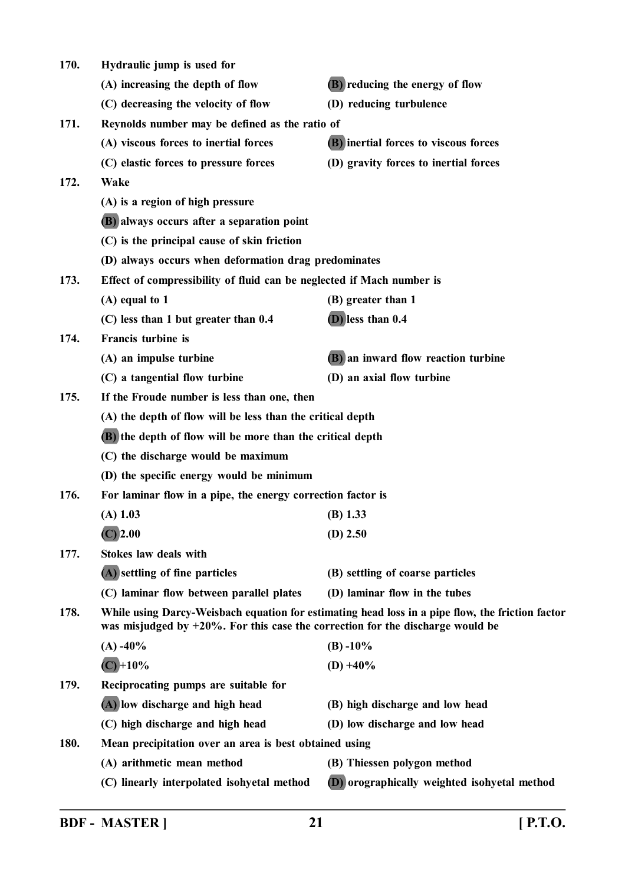**170. Hydraulic jump is used for**

(A) increasing the depth of flow
**(B)** reducing the energy of flow
(C) decreasing the velocity of flow
(D) reducing turbulence

**171. Reynolds number may be defined as the ratio of**

(A) viscous forces to inertial forces
**(B)** inertial forces to viscous forces
(C) elastic forces to pressure forces
(D) gravity forces to inertial forces

**172. Wake**

(A) is a region of high pressure
**(B)** always occurs after a separation point
(C) is the principal cause of skin friction
(D) always occurs when deformation drag predominates

**173. Effect of compressibility of fluid can be neglected if Mach number is**

(A) equal to 1
(B) greater than 1
(C) less than 1 but greater than 0.4
**(D)** less than 0.4

**174. Francis turbine is**

(A) an impulse turbine
**(B)** an inward flow reaction turbine
(C) a tangential flow turbine
(D) an axial flow turbine

**175. If the Froude number is less than one, then**

(A) the depth of flow will be less than the critical depth
**(B)** the depth of flow will be more than the critical depth
(C) the discharge would be maximum
(D) the specific energy would be minimum

**176. For laminar flow in a pipe, the energy correction factor is**

(A) 1.03
(B) 1.33
**(C)** 2.00
(D) 2.50

**177. Stokes law deals with**

**(A)** settling of fine particles
(B) settling of coarse particles
(C) laminar flow between parallel plates
(D) laminar flow in the tubes

**178. While using Darcy-Weisbach equation for estimating head loss in a pipe flow, the friction factor was misjudged by +20%. For this case the correction for the discharge would be**

(A) -40%
(B) -10%
**(C)** +10%
(D) +40%

**179. Reciprocating pumps are suitable for**

**(A)** low discharge and high head
(B) high discharge and low head
(C) high discharge and high head
(D) low discharge and low head

**180. Mean precipitation over an area is best obtained using**

(A) arithmetic mean method
(B) Thiessen polygon method
(C) linearly interpolated isohyetal method
**(D)** orographically weighted isohyetal method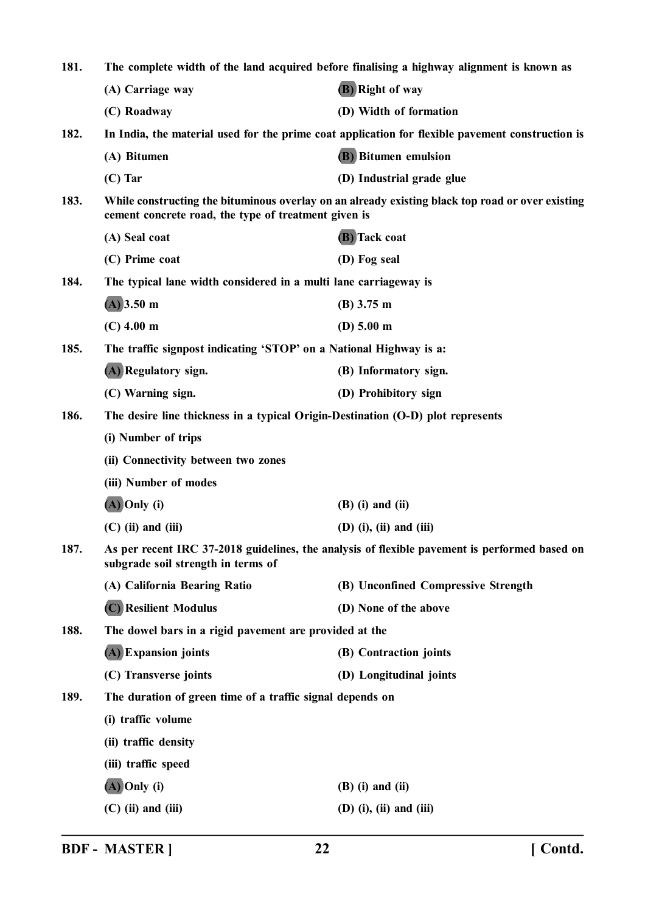**181.** The complete width of the land acquired before finalising a highway alignment is known as

(A) Carriage way
(B) Right of way
(C) Roadway
(D) Width of formation

**182.** In India, the material used for the prime coat application for flexible pavement construction is

(A) Bitumen
(B) Bitumen emulsion
(C) Tar
(D) Industrial grade glue

**183.** While constructing the bituminous overlay on an already existing black top road or over existing cement concrete road, the type of treatment given is

(A) Seal coat
(B) Tack coat
(C) Prime coat
(D) Fog seal

**184.** The typical lane width considered in a multi lane carriageway is

(A) 3.50 m
(B) 3.75 m
(C) 4.00 m
(D) 5.00 m

**185.** The traffic signpost indicating 'STOP' on a National Highway is a:

(A) Regulatory sign.
(B) Informatory sign.
(C) Warning sign.
(D) Prohibitory sign

**186.** The desire line thickness in a typical Origin-Destination (O-D) plot represents

(i) Number of trips
(ii) Connectivity between two zones
(iii) Number of modes

(A) Only (i)
(B) (i) and (ii)
(C) (ii) and (iii)
(D) (i), (ii) and (iii)

**187.** As per recent IRC 37-2018 guidelines, the analysis of flexible pavement is performed based on subgrade soil strength in terms of

(A) California Bearing Ratio
(B) Unconfined Compressive Strength
(C) Resilient Modulus
(D) None of the above

**188.** The dowel bars in a rigid pavement are provided at the

(A) Expansion joints
(B) Contraction joints
(C) Transverse joints
(D) Longitudinal joints

**189.** The duration of green time of a traffic signal depends on

(i) traffic volume
(ii) traffic density
(iii) traffic speed

(A) Only (i)
(B) (i) and (ii)
(C) (ii) and (iii)
(D) (i), (ii) and (iii)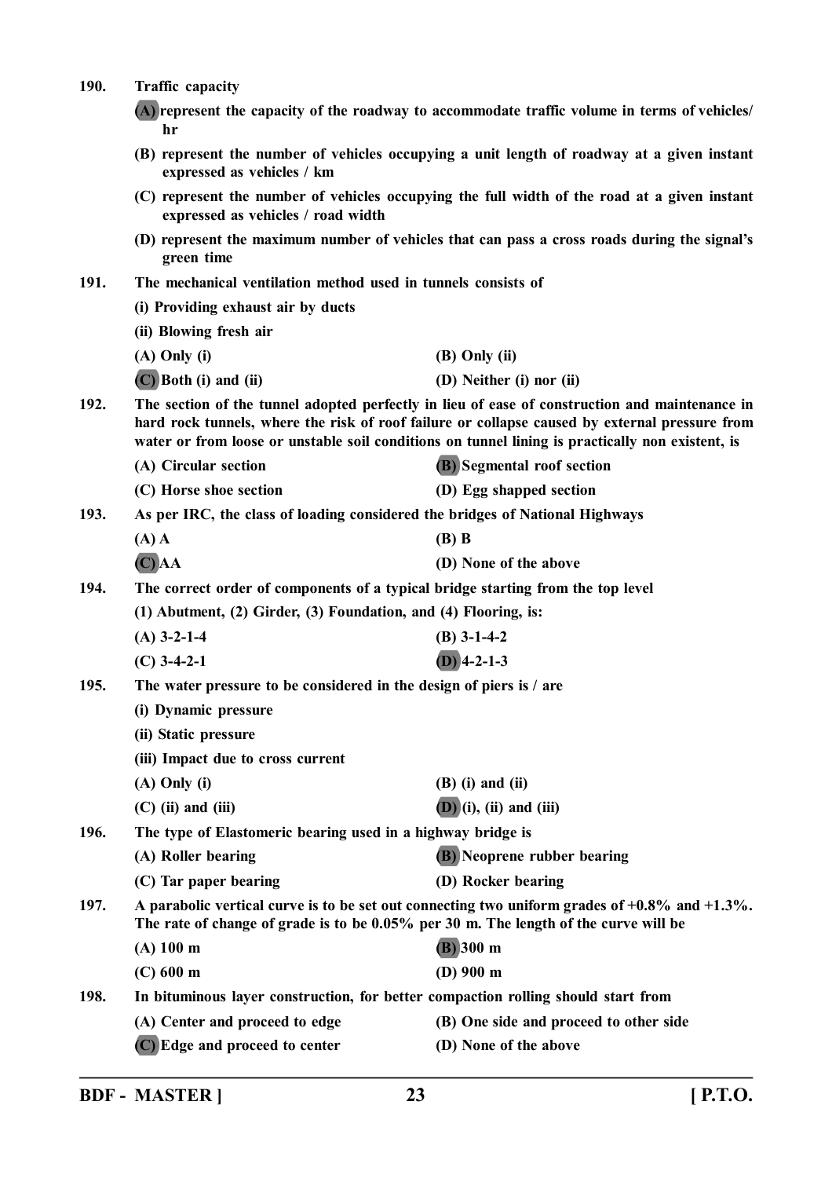**190. Traffic capacity**

**(A) represent the capacity of the roadway to accommodate traffic volume in terms of vehicles/ hr**

**(B) represent the number of vehicles occupying a unit length of roadway at a given instant expressed as vehicles / km**

**(C) represent the number of vehicles occupying the full width of the road at a given instant expressed as vehicles / road width**

**(D) represent the maximum number of vehicles that can pass a cross roads during the signal's green time**

**191. The mechanical ventilation method used in tunnels consists of**

**(i) Providing exhaust air by ducts**

**(ii) Blowing fresh air**

**(A) Only (i)** | **(B) Only (ii)**

**(C) Both (i) and (ii)** | **(D) Neither (i) nor (ii)**

**192. The section of the tunnel adopted perfectly in lieu of ease of construction and maintenance in hard rock tunnels, where the risk of roof failure or collapse caused by external pressure from water or from loose or unstable soil conditions on tunnel lining is practically non existent, is**

**(A) Circular section** | **(B) Segmental roof section**

**(C) Horse shoe section** | **(D) Egg shaped section**

**193. As per IRC, the class of loading considered the bridges of National Highways**

**(A) A** | **(B) B**

**(C) AA** | **(D) None of the above**

**194. The correct order of components of a typical bridge starting from the top level**

**(1) Abutment, (2) Girder, (3) Foundation, and (4) Flooring, is:**

**(A) 3-2-1-4** | **(B) 3-1-4-2**

**(C) 3-4-2-1** | **(D) 4-2-1-3**

**195. The water pressure to be considered in the design of piers is / are**

**(i) Dynamic pressure**

**(ii) Static pressure**

**(iii) Impact due to cross current**

**(A) Only (i)** | **(B) (i) and (ii)**

**(C) (ii) and (iii)** | **(D) (i), (ii) and (iii)**

**196. The type of Elastomeric bearing used in a highway bridge is**

**(A) Roller bearing** | **(B) Neoprene rubber bearing**

**(C) Tar paper bearing** | **(D) Rocker bearing**

**197. A parabolic vertical curve is to be set out connecting two uniform grades of +0.8% and +1.3%. The rate of change of grade is to be 0.05% per 30 m. The length of the curve will be**

**(A) 100 m** | **(B) 300 m**

**(C) 600 m** | **(D) 900 m**

**198. In bituminous layer construction, for better compaction rolling should start from**

**(A) Center and proceed to edge** | **(B) One side and proceed to other side**

**(C) Edge and proceed to center** | **(D) None of the above**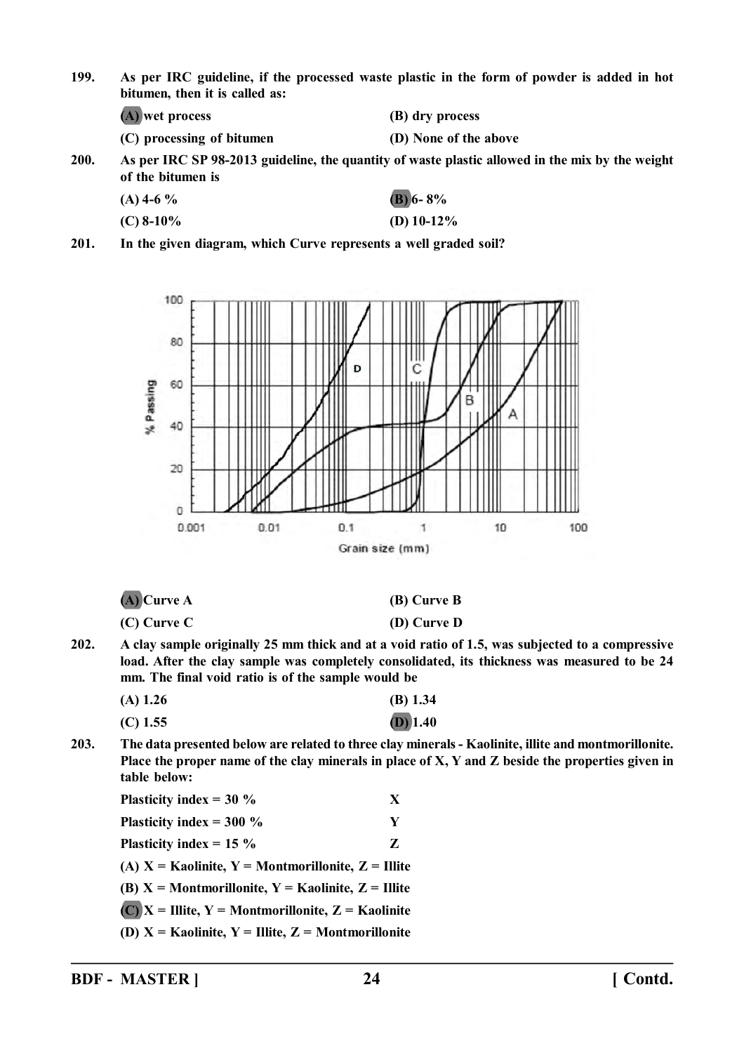**199.** As per IRC guideline, if the processed waste plastic in the form of powder is added in hot bitumen, then it is called as:

(A) wet process (B) dry process

(C) processing of bitumen (D) None of the above

**200.** As per IRC SP 98-2013 guideline, the quantity of waste plastic allowed in the mix by the weight of the bitumen is

(A) 4-6 % (B) 6- 8%

(C) 8-10% (D) 10-12%

**201.** In the given diagram, which Curve represents a well graded soil?

(A) Curve A (B) Curve B

(C) Curve C (D) Curve D

**202.** A clay sample originally 25 mm thick and at a void ratio of 1.5, was subjected to a compressive load. After the clay sample was completely consolidated, its thickness was measured to be 24 mm. The final void ratio is of the sample would be

(A) 1.26 (B) 1.34

(C) 1.55 (D) 1.40

**203.** The data presented below are related to three clay minerals - Kaolinite, illite and montmorillonite. Place the proper name of the clay minerals in place of X, Y and Z beside the properties given in table below:

| | |
|---|---|
| Plasticity index = 30 % | X |
| Plasticity index = 300 % | Y |
| Plasticity index = 15 % | Z |

(A) X = Kaolinite, Y = Montmorillonite, Z = Illite

(B) X = Montmorillonite, Y = Kaolinite, Z = Illite

(C) X = Illite, Y = Montmorillonite, Z = Kaolinite

(D) X = Kaolinite, Y = Illite, Z = Montmorillonite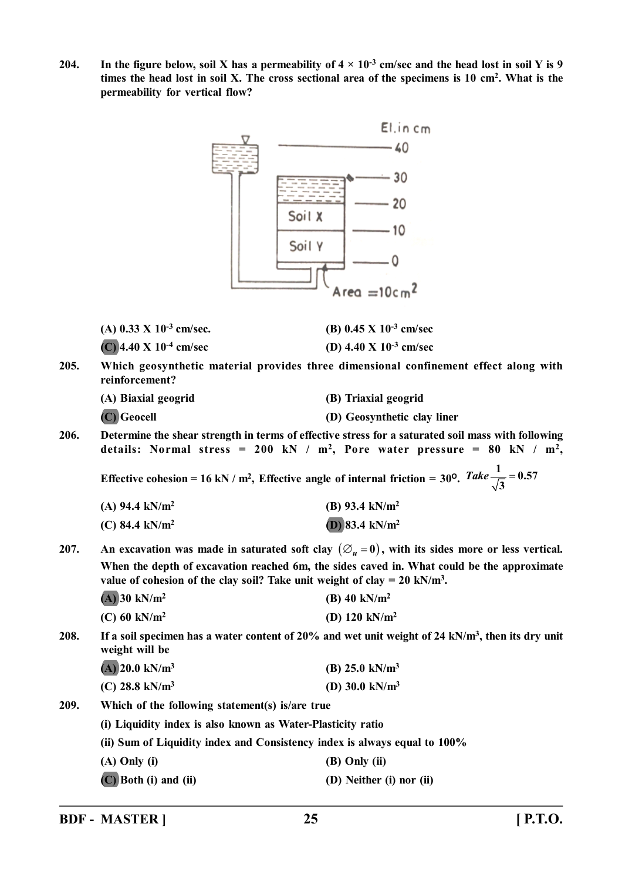**204.** **In the figure below, soil X has a permeability of $4 \times 10^{-3}$ cm/sec and the head lost in soil Y is 9 times the head lost in soil X. The cross sectional area of the specimens is 10 $cm^2$. What is the permeability for vertical flow?**

| (A) $0.33 \times 10^{-3}$ cm/sec. | (B) $0.45 \times 10^{-3}$ cm/sec |
|---|---|
| (C) $4.40 \times 10^{-4}$ cm/sec | (D) $4.40 \times 10^{-3}$ cm/sec |

**205.** **Which geosynthetic material provides three dimensional confinement effect along with reinforcement?**

| (A) Biaxial geogrid | (B) Triaxial geogrid |
|---|---|
| (C) Geocell | (D) Geosynthetic clay liner |

**206.** **Determine the shear strength in terms of effective stress for a saturated soil mass with following details: Normal stress = 200 kN / $m^2$, Pore water pressure = 80 kN / $m^2$, Effective cohesion = 16 kN / $m^2$, Effective angle of internal friction = 30°. *Take* $\frac{1}{\sqrt{3}} = 0.57$**

| (A) 94.4 kN/$m^2$ | (B) 93.4 kN/$m^2$ |
|---|---|
| (C) 84.4 kN/$m^2$ | (D) 83.4 kN/$m^2$ |

**207.** **An excavation was made in saturated soft clay $(\varnothing_u = 0)$, with its sides more or less vertical. When the depth of excavation reached 6m, the sides caved in. What could be the approximate value of cohesion of the clay soil? Take unit weight of clay = 20 kN/$m^3$.**

| (A) 30 kN/$m^2$ | (B) 40 kN/$m^2$ |
|---|---|
| (C) 60 kN/$m^2$ | (D) 120 kN/$m^2$ |

**208.** **If a soil specimen has a water content of 20% and wet unit weight of 24 kN/$m^3$, then its dry unit weight will be**

| (A) 20.0 kN/$m^3$ | (B) 25.0 kN/$m^3$ |
|---|---|
| (C) 28.8 kN/$m^3$ | (D) 30.0 kN/$m^3$ |

**209.** **Which of the following statement(s) is/are true**

**(i) Liquidity index is also known as Water-Plasticity ratio**

**(ii) Sum of Liquidity index and Consistency index is always equal to 100%**

| (A) Only (i) | (B) Only (ii) |
|---|---|
| (C) Both (i) and (ii) | (D) Neither (i) nor (ii) |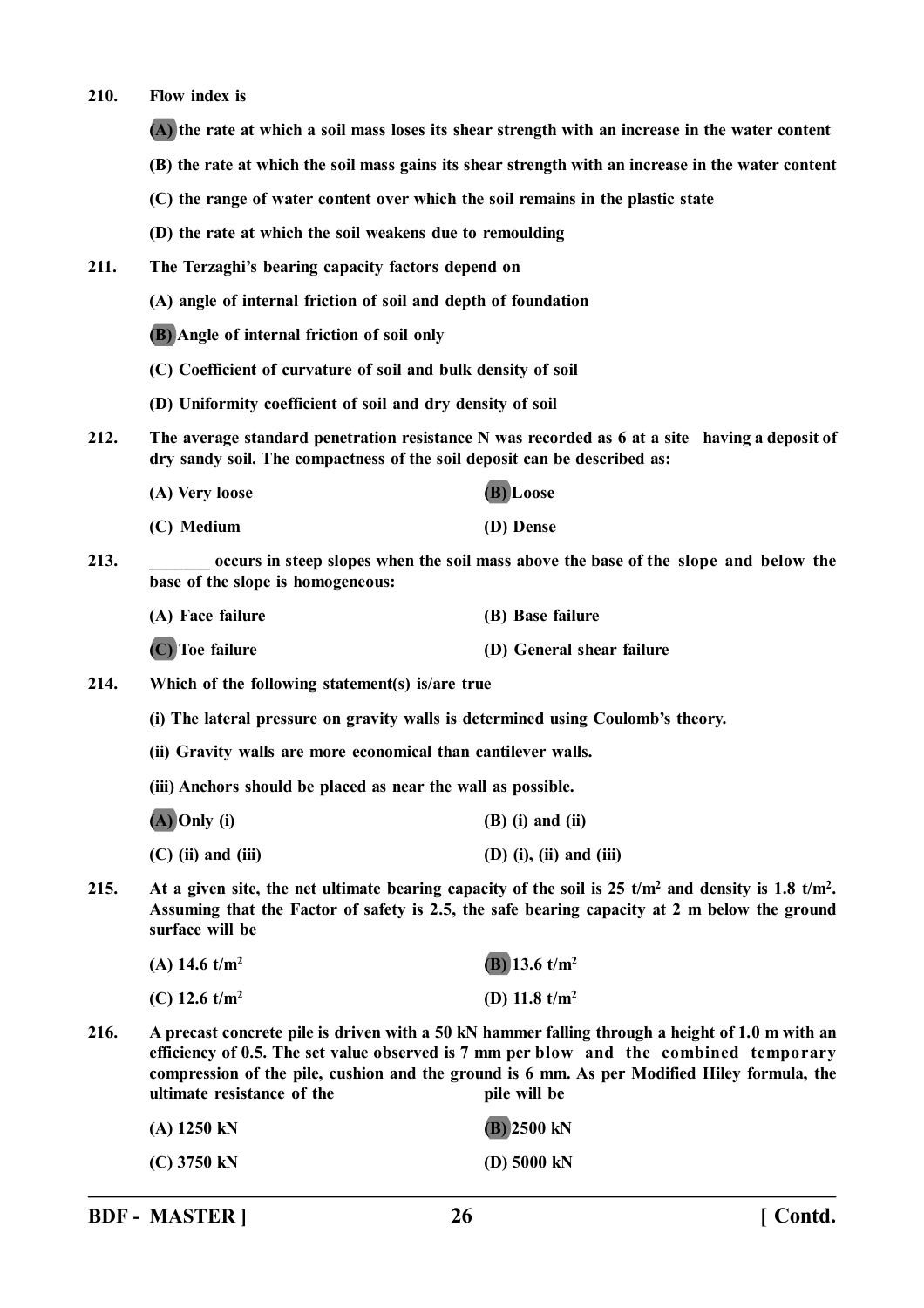**210. Flow index is**

**(A) the rate at which a soil mass loses its shear strength with an increase in the water content**

**(B) the rate at which the soil mass gains its shear strength with an increase in the water content**

**(C) the range of water content over which the soil remains in the plastic state**

**(D) the rate at which the soil weakens due to remoulding**

**211. The Terzaghi's bearing capacity factors depend on**

**(A) angle of internal friction of soil and depth of foundation**

**(B) Angle of internal friction of soil only**

**(C) Coefficient of curvature of soil and bulk density of soil**

**(D) Uniformity coefficient of soil and dry density of soil**

**212. The average standard penetration resistance N was recorded as 6 at a site having a deposit of dry sandy soil. The compactness of the soil deposit can be described as:**

**(A) Very loose** **(B) Loose**

**(C) Medium** **(D) Dense**

**213. _______ occurs in steep slopes when the soil mass above the base of the slope and below the base of the slope is homogeneous:**

**(A) Face failure** **(B) Base failure**

**(C) Toe failure** **(D) General shear failure**

**214. Which of the following statement(s) is/are true**

**(i) The lateral pressure on gravity walls is determined using Coulomb's theory.**

**(ii) Gravity walls are more economical than cantilever walls.**

**(iii) Anchors should be placed as near the wall as possible.**

**(A) Only (i)** **(B) (i) and (ii)**

**(C) (ii) and (iii)** **(D) (i), (ii) and (iii)**

**215. At a given site, the net ultimate bearing capacity of the soil is 25 t/m$^2$ and density is 1.8 t/m$^2$. Assuming that the Factor of safety is 2.5, the safe bearing capacity at 2 m below the ground surface will be**

**(A) 14.6 t/m$^2$** **(B) 13.6 t/m$^2$**

**(C) 12.6 t/m$^2$** **(D) 11.8 t/m$^2$**

**216. A precast concrete pile is driven with a 50 kN hammer falling through a height of 1.0 m with an efficiency of 0.5. The set value observed is 7 mm per blow and the combined temporary compression of the pile, cushion and the ground is 6 mm. As per Modified Hiley formula, the ultimate resistance of the pile will be**

**(A) 1250 kN** **(B) 2500 kN**

**(C) 3750 kN** **(D) 5000 kN**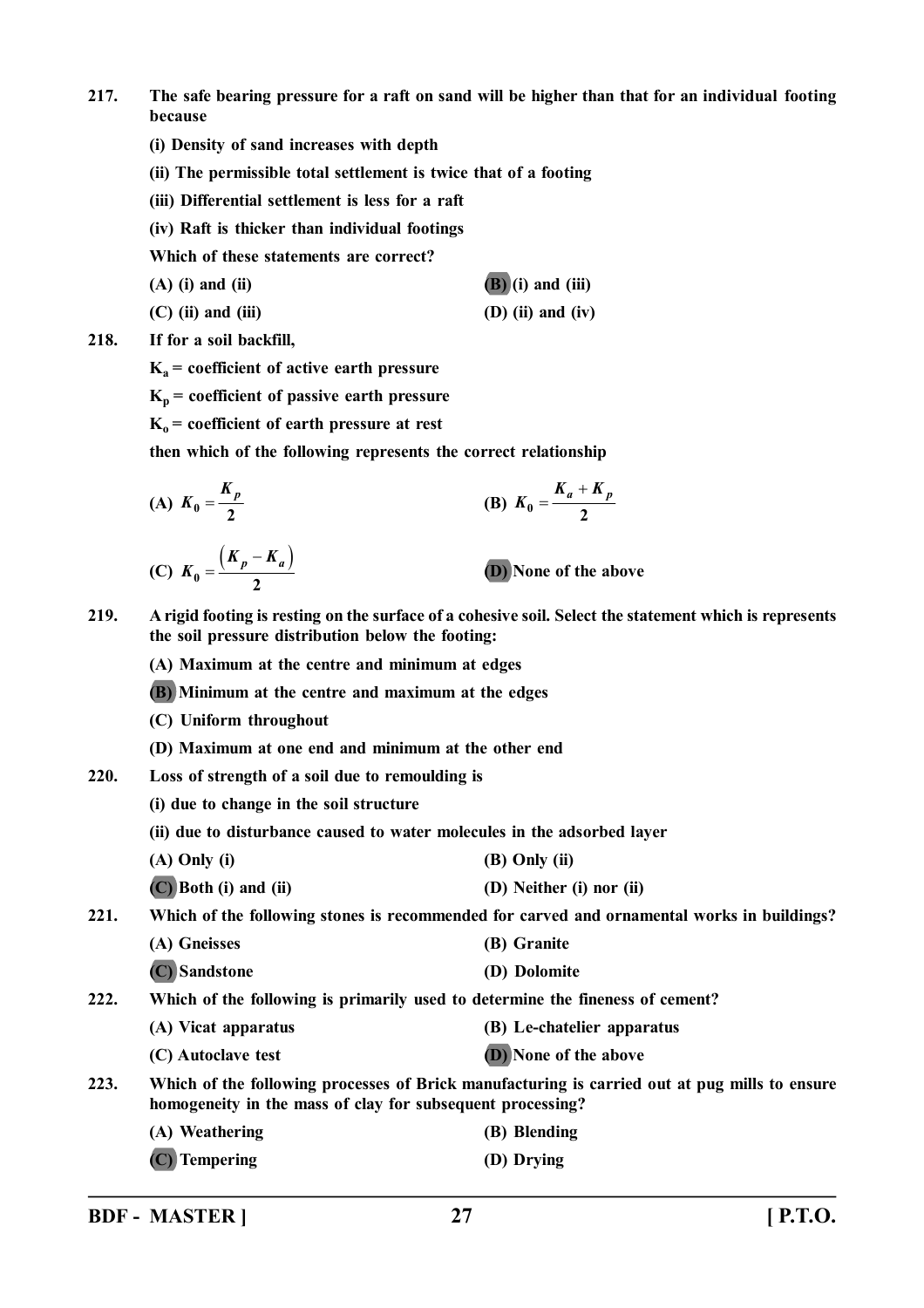**217.** **The safe bearing pressure for a raft on sand will be higher than that for an individual footing because**

**(i) Density of sand increases with depth**

**(ii) The permissible total settlement is twice that of a footing**

**(iii) Differential settlement is less for a raft**

**(iv) Raft is thicker than individual footings**

**Which of these statements are correct?**

**(A) (i) and (ii)** | **(B) (i) and (iii)**

**(C) (ii) and (iii)** | **(D) (ii) and (iv)**

**218.** **If for a soil backfill,**

**$K_a$ = coefficient of active earth pressure**

**$K_p$ = coefficient of passive earth pressure**

**$K_o$ = coefficient of earth pressure at rest**

**then which of the following represents the correct relationship**

**(A)** $K_0 = \frac{K_p}{2}$ | **(B)** $K_0 = \frac{K_a + K_p}{2}$

**(C)** $K_0 = \frac{\left(K_p - K_a\right)}{2}$ | **(D) None of the above**

**219.** **A rigid footing is resting on the surface of a cohesive soil. Select the statement which is represents the soil pressure distribution below the footing:**

**(A) Maximum at the centre and minimum at edges**

**(B) Minimum at the centre and maximum at the edges**

**(C) Uniform throughout**

**(D) Maximum at one end and minimum at the other end**

**220.** **Loss of strength of a soil due to remoulding is**

**(i) due to change in the soil structure**

**(ii) due to disturbance caused to water molecules in the adsorbed layer**

**(A) Only (i)** | **(B) Only (ii)**

**(C) Both (i) and (ii)** | **(D) Neither (i) nor (ii)**

**221.** **Which of the following stones is recommended for carved and ornamental works in buildings?**

**(A) Gneisses** | **(B) Granite**

**(C) Sandstone** | **(D) Dolomite**

**222.** **Which of the following is primarily used to determine the fineness of cement?**

**(A) Vicat apparatus** | **(B) Le-chatelier apparatus**

**(C) Autoclave test** | **(D) None of the above**

**223.** **Which of the following processes of Brick manufacturing is carried out at pug mills to ensure homogeneity in the mass of clay for subsequent processing?**

**(A) Weathering** | **(B) Blending**

**(C) Tempering** | **(D) Drying**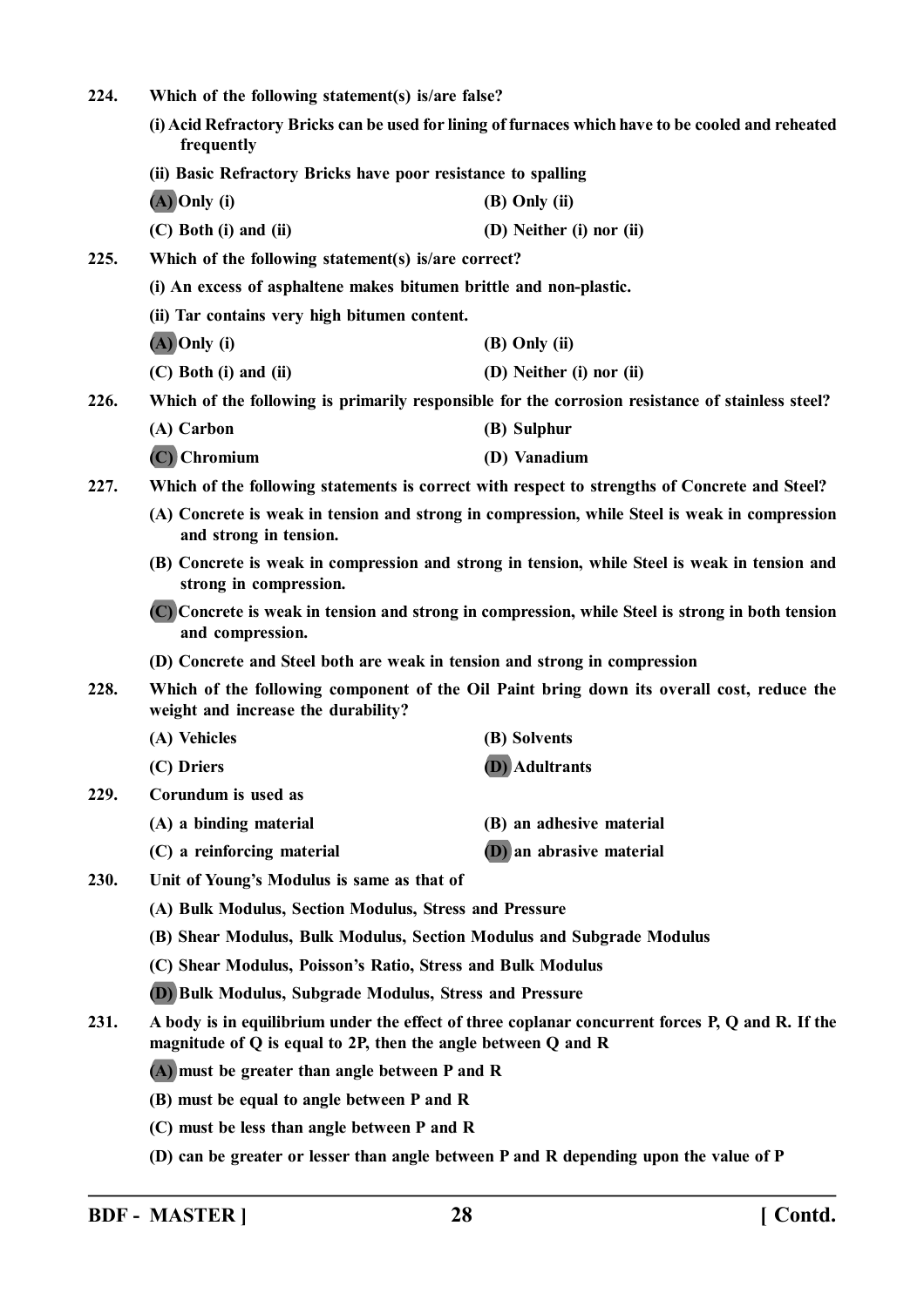**224. Which of the following statement(s) is/are false?**

**(i) Acid Refractory Bricks can be used for lining of furnaces which have to be cooled and reheated frequently**

**(ii) Basic Refractory Bricks have poor resistance to spalling**

**(A) Only (i)** **(B) Only (ii)**

**(C) Both (i) and (ii)** **(D) Neither (i) nor (ii)**

**225. Which of the following statement(s) is/are correct?**

**(i) An excess of asphaltene makes bitumen brittle and non-plastic.**

**(ii) Tar contains very high bitumen content.**

**(A) Only (i)** **(B) Only (ii)**

**(C) Both (i) and (ii)** **(D) Neither (i) nor (ii)**

**226. Which of the following is primarily responsible for the corrosion resistance of stainless steel?**

**(A) Carbon** **(B) Sulphur**

**(C) Chromium** **(D) Vanadium**

**227. Which of the following statements is correct with respect to strengths of Concrete and Steel?**

**(A) Concrete is weak in tension and strong in compression, while Steel is weak in compression and strong in tension.**

**(B) Concrete is weak in compression and strong in tension, while Steel is weak in tension and strong in compression.**

**(C) Concrete is weak in tension and strong in compression, while Steel is strong in both tension and compression.**

**(D) Concrete and Steel both are weak in tension and strong in compression**

**228. Which of the following component of the Oil Paint bring down its overall cost, reduce the weight and increase the durability?**

**(A) Vehicles** **(B) Solvents**

**(C) Driers** **(D) Adultrants**

**229. Corundum is used as**

**(A) a binding material** **(B) an adhesive material**

**(C) a reinforcing material** **(D) an abrasive material**

**230. Unit of Young's Modulus is same as that of**

**(A) Bulk Modulus, Section Modulus, Stress and Pressure**

**(B) Shear Modulus, Bulk Modulus, Section Modulus and Subgrade Modulus**

**(C) Shear Modulus, Poisson's Ratio, Stress and Bulk Modulus**

**(D) Bulk Modulus, Subgrade Modulus, Stress and Pressure**

**231. A body is in equilibrium under the effect of three coplanar concurrent forces P, Q and R. If the magnitude of Q is equal to 2P, then the angle between Q and R**

**(A) must be greater than angle between P and R**

**(B) must be equal to angle between P and R**

**(C) must be less than angle between P and R**

**(D) can be greater or lesser than angle between P and R depending upon the value of P**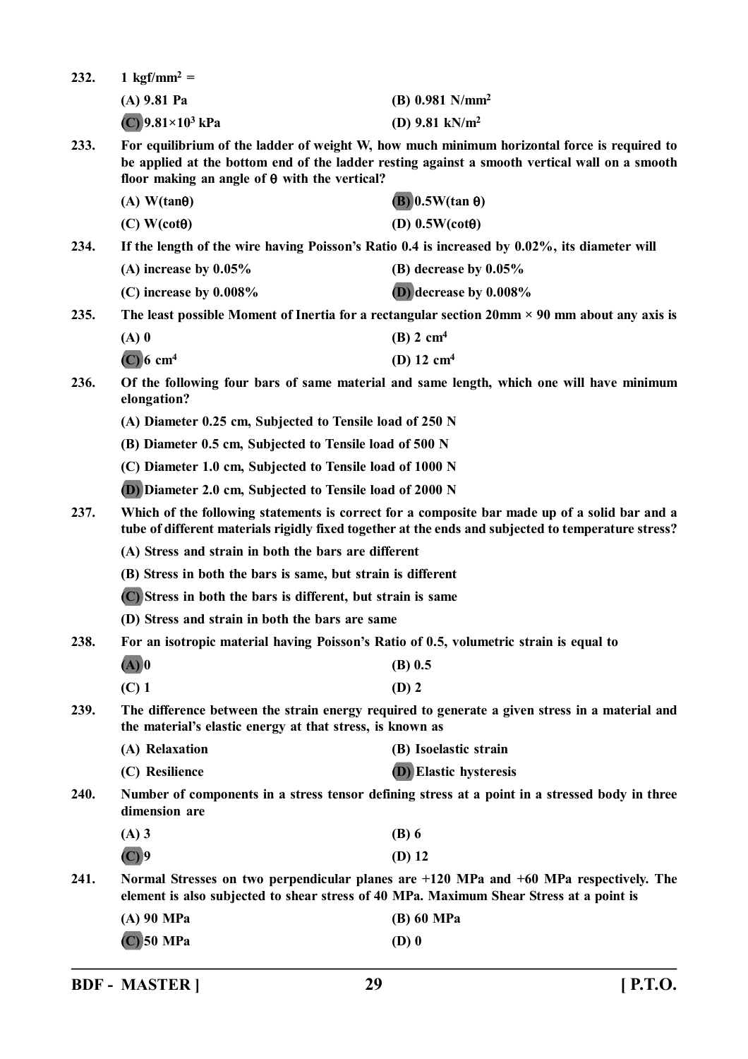232. 1 kgf/mm$^2$ =

(A) 9.81 Pa
(B) 0.981 N/mm$^2$
(C) 9.81×10$^3$ kPa
(D) 9.81 kN/m$^2$

233. For equilibrium of the ladder of weight W, how much minimum horizontal force is required to be applied at the bottom end of the ladder resting against a smooth vertical wall on a smooth floor making an angle of θ with the vertical?

(A) W(tanθ)
(B) 0.5W(tan θ)
(C) W(cotθ)
(D) 0.5W(cotθ)

234. If the length of the wire having Poisson's Ratio 0.4 is increased by 0.02%, its diameter will

(A) increase by 0.05%
(B) decrease by 0.05%
(C) increase by 0.008%
(D) decrease by 0.008%

235. The least possible Moment of Inertia for a rectangular section 20mm × 90 mm about any axis is

(A) 0
(B) 2 cm$^4$
(C) 6 cm$^4$
(D) 12 cm$^4$

236. Of the following four bars of same material and same length, which one will have minimum elongation?

(A) Diameter 0.25 cm, Subjected to Tensile load of 250 N
(B) Diameter 0.5 cm, Subjected to Tensile load of 500 N
(C) Diameter 1.0 cm, Subjected to Tensile load of 1000 N
(D) Diameter 2.0 cm, Subjected to Tensile load of 2000 N

237. Which of the following statements is correct for a composite bar made up of a solid bar and a tube of different materials rigidly fixed together at the ends and subjected to temperature stress?

(A) Stress and strain in both the bars are different
(B) Stress in both the bars is same, but strain is different
(C) Stress in both the bars is different, but strain is same
(D) Stress and strain in both the bars are same

238. For an isotropic material having Poisson's Ratio of 0.5, volumetric strain is equal to

(A) 0
(B) 0.5
(C) 1
(D) 2

239. The difference between the strain energy required to generate a given stress in a material and the material's elastic energy at that stress, is known as

(A) Relaxation
(B) Isoelastic strain
(C) Resilience
(D) Elastic hysteresis

240. Number of components in a stress tensor defining stress at a point in a stressed body in three dimension are

(A) 3
(B) 6
(C) 9
(D) 12

241. Normal Stresses on two perpendicular planes are +120 MPa and +60 MPa respectively. The element is also subjected to shear stress of 40 MPa. Maximum Shear Stress at a point is

(A) 90 MPa
(B) 60 MPa
(C) 50 MPa
(D) 0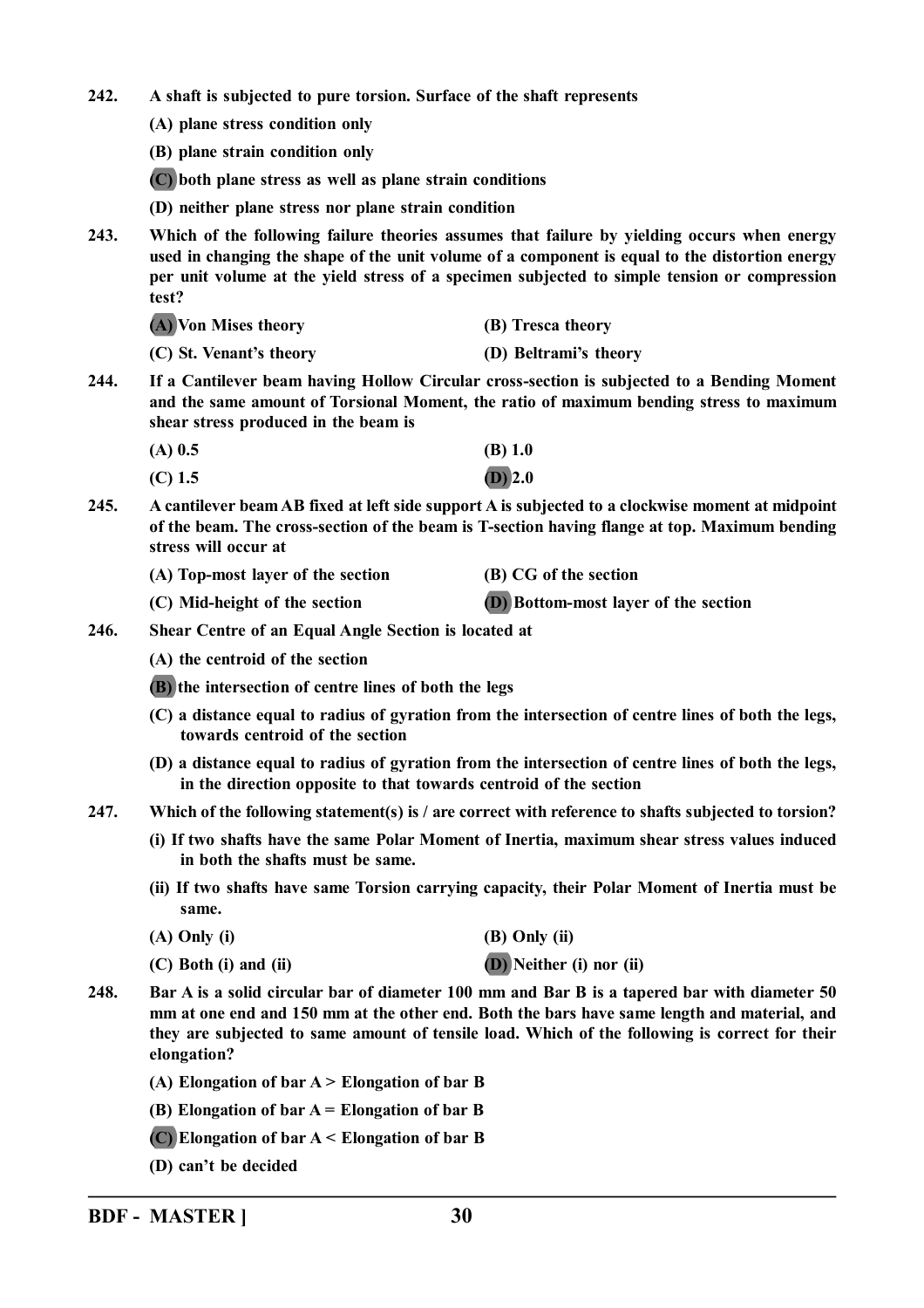242. A shaft is subjected to pure torsion. Surface of the shaft represents

(A) plane stress condition only

(B) plane strain condition only

(C) both plane stress as well as plane strain conditions

(D) neither plane stress nor plane strain condition

243. Which of the following failure theories assumes that failure by yielding occurs when energy used in changing the shape of the unit volume of a component is equal to the distortion energy per unit volume at the yield stress of a specimen subjected to simple tension or compression test?

(A) Von Mises theory

(B) Tresca theory

(C) St. Venant's theory

(D) Beltrami's theory

244. If a Cantilever beam having Hollow Circular cross-section is subjected to a Bending Moment and the same amount of Torsional Moment, the ratio of maximum bending stress to maximum shear stress produced in the beam is

(A) 0.5

(B) 1.0

(C) 1.5

(D) 2.0

245. A cantilever beam AB fixed at left side support A is subjected to a clockwise moment at midpoint of the beam. The cross-section of the beam is T-section having flange at top. Maximum bending stress will occur at

(A) Top-most layer of the section

(B) CG of the section

(C) Mid-height of the section

(D) Bottom-most layer of the section

246. Shear Centre of an Equal Angle Section is located at

(A) the centroid of the section

(B) the intersection of centre lines of both the legs

(C) a distance equal to radius of gyration from the intersection of centre lines of both the legs, towards centroid of the section

(D) a distance equal to radius of gyration from the intersection of centre lines of both the legs, in the direction opposite to that towards centroid of the section

247. Which of the following statement(s) is / are correct with reference to shafts subjected to torsion?

(i) If two shafts have the same Polar Moment of Inertia, maximum shear stress values induced in both the shafts must be same.

(ii) If two shafts have same Torsion carrying capacity, their Polar Moment of Inertia must be same.

(A) Only (i)

(B) Only (ii)

(C) Both (i) and (ii)

(D) Neither (i) nor (ii)

248. Bar A is a solid circular bar of diameter 100 mm and Bar B is a tapered bar with diameter 50 mm at one end and 150 mm at the other end. Both the bars have same length and material, and they are subjected to same amount of tensile load. Which of the following is correct for their elongation?

(A) Elongation of bar A > Elongation of bar B

(B) Elongation of bar A = Elongation of bar B

(C) Elongation of bar A < Elongation of bar B

(D) can't be decided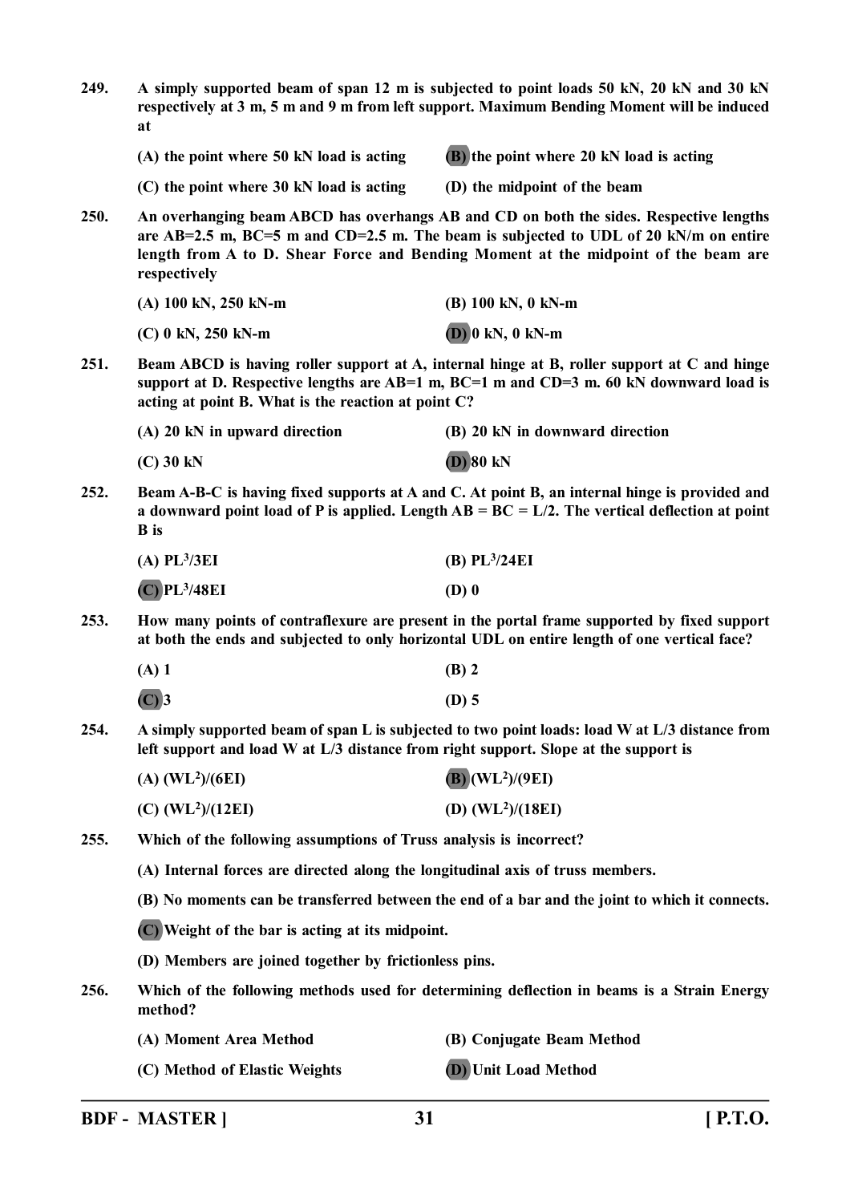**249.** **A simply supported beam of span 12 m is subjected to point loads 50 kN, 20 kN and 30 kN respectively at 3 m, 5 m and 9 m from left support. Maximum Bending Moment will be induced at**

(A) the point where 50 kN load is acting

(B) the point where 20 kN load is acting

(C) the point where 30 kN load is acting

(D) the midpoint of the beam

**250.** **An overhanging beam ABCD has overhangs AB and CD on both the sides. Respective lengths are AB=2.5 m, BC=5 m and CD=2.5 m. The beam is subjected to UDL of 20 kN/m on entire length from A to D. Shear Force and Bending Moment at the midpoint of the beam are respectively**

(A) 100 kN, 250 kN-m

(B) 100 kN, 0 kN-m

(C) 0 kN, 250 kN-m

(D) 0 kN, 0 kN-m

**251.** **Beam ABCD is having roller support at A, internal hinge at B, roller support at C and hinge support at D. Respective lengths are AB=1 m, BC=1 m and CD=3 m. 60 kN downward load is acting at point B. What is the reaction at point C?**

(A) 20 kN in upward direction

(B) 20 kN in downward direction

(C) 30 kN

(D) 80 kN

**252.** **Beam A-B-C is having fixed supports at A and C. At point B, an internal hinge is provided and a downward point load of P is applied. Length AB = BC = L/2. The vertical deflection at point B is**

(A) $PL^3/3EI$

(B) $PL^3/24EI$

(C) $PL^3/48EI$

(D) 0

**253.** **How many points of contraflexure are present in the portal frame supported by fixed support at both the ends and subjected to only horizontal UDL on entire length of one vertical face?**

(A) 1

(B) 2

(C) 3

(D) 5

**254.** **A simply supported beam of span L is subjected to two point loads: load W at L/3 distance from left support and load W at L/3 distance from right support. Slope at the support is**

(A) $(WL^2)/(6EI)$

(B) $(WL^2)/(9EI)$

(C) $(WL^2)/(12EI)$

(D) $(WL^2)/(18EI)$

**255.** **Which of the following assumptions of Truss analysis is incorrect?**

(A) Internal forces are directed along the longitudinal axis of truss members.

(B) No moments can be transferred between the end of a bar and the joint to which it connects.

(C) Weight of the bar is acting at its midpoint.

(D) Members are joined together by frictionless pins.

**256.** **Which of the following methods used for determining deflection in beams is a Strain Energy method?**

(A) Moment Area Method

(B) Conjugate Beam Method

(C) Method of Elastic Weights

(D) Unit Load Method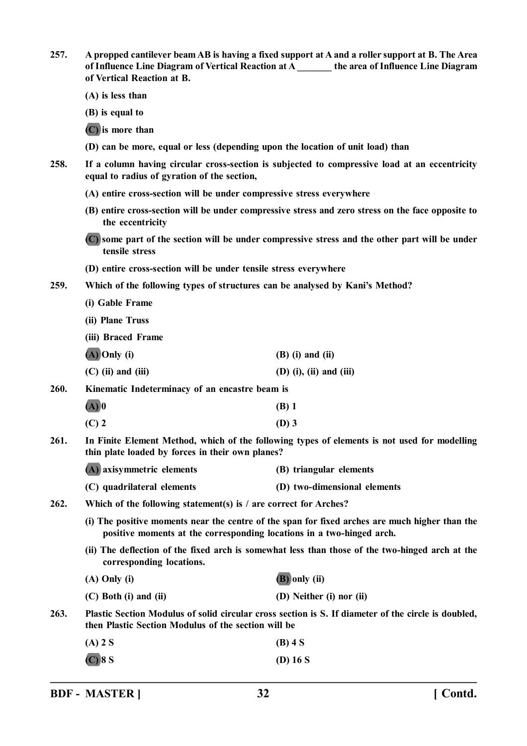**257. A propped cantilever beam AB is having a fixed support at A and a roller support at B. The Area of Influence Line Diagram of Vertical Reaction at A _______ the area of Influence Line Diagram of Vertical Reaction at B.**

(A) is less than

(B) is equal to

(C) is more than

(D) can be more, equal or less (depending upon the location of unit load) than

**258. If a column having circular cross-section is subjected to compressive load at an eccentricity equal to radius of gyration of the section,**

(A) entire cross-section will be under compressive stress everywhere

(B) entire cross-section will be under compressive stress and zero stress on the face opposite to the eccentricity

(C) some part of the section will be under compressive stress and the other part will be under tensile stress

(D) entire cross-section will be under tensile stress everywhere

**259. Which of the following types of structures can be analysed by Kani's Method?**

(i) Gable Frame

(ii) Plane Truss

(iii) Braced Frame

| | |
|---|---|
| (A) Only (i) | (B) (i) and (ii) |
| (C) (ii) and (iii) | (D) (i), (ii) and (iii) |

**260. Kinematic Indeterminacy of an encastre beam is**

| | |
|---|---|
| (A) 0 | (B) 1 |
| (C) 2 | (D) 3 |

**261. In Finite Element Method, which of the following types of elements is not used for modelling thin plate loaded by forces in their own planes?**

| | |
|---|---|
| (A) axisymmetric elements | (B) triangular elements |
| (C) quadrilateral elements | (D) two-dimensional elements |

**262. Which of the following statement(s) is / are correct for Arches?**

(i) The positive moments near the centre of the span for fixed arches are much higher than the positive moments at the corresponding locations in a two-hinged arch.

(ii) The deflection of the fixed arch is somewhat less than those of the two-hinged arch at the corresponding locations.

| | |
|---|---|
| (A) Only (i) | (B) only (ii) |
| (C) Both (i) and (ii) | (D) Neither (i) nor (ii) |

**263. Plastic Section Modulus of solid circular cross section is S. If diameter of the circle is doubled, then Plastic Section Modulus of the section will be**

| | |
|---|---|
| (A) 2 S | (B) 4 S |
| (C) 8 S | (D) 16 S |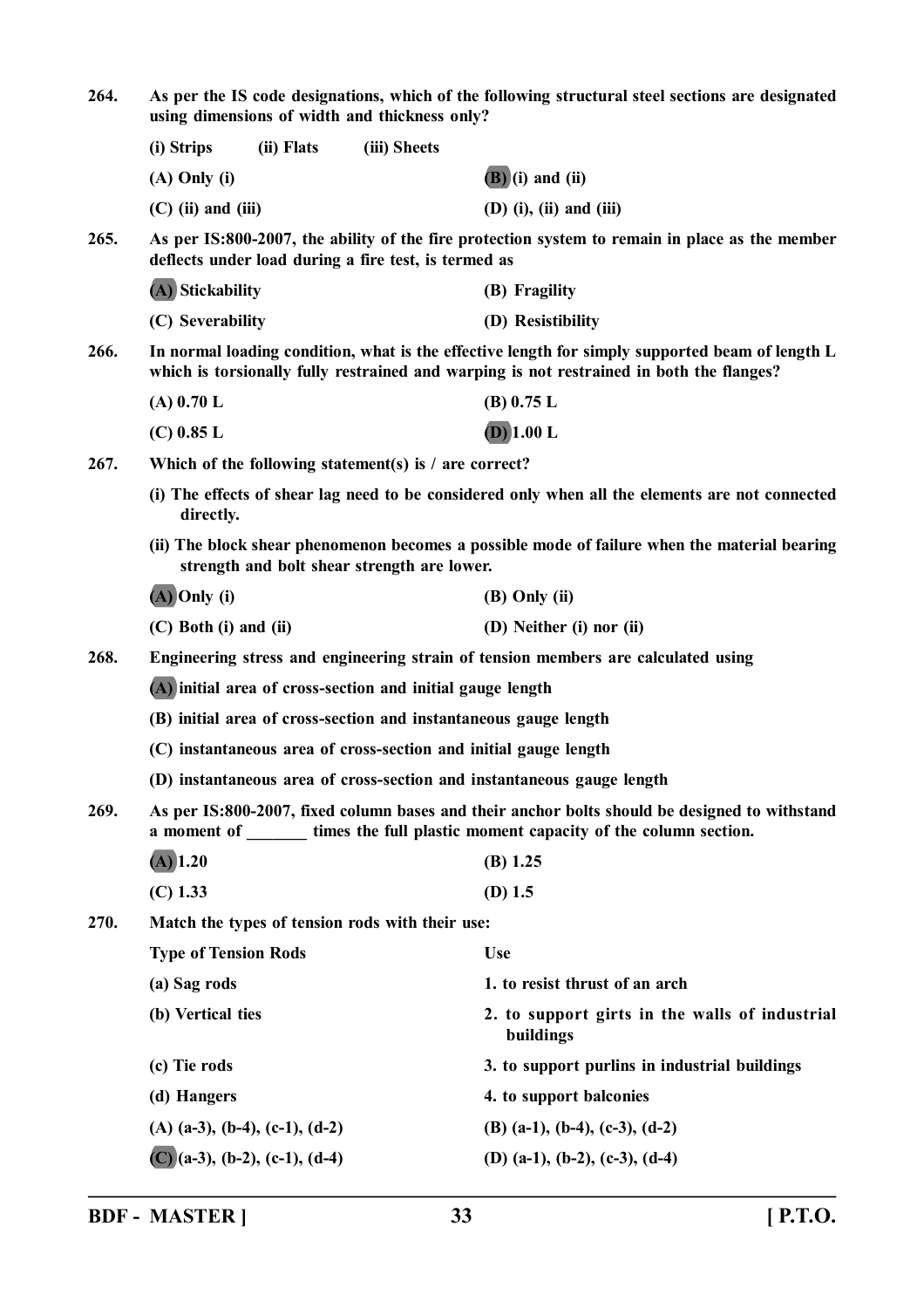264. As per the IS code designations, which of the following structural steel sections are designated using dimensions of width and thickness only?

(i) Strips (ii) Flats (iii) Sheets

(A) Only (i)
(B) (i) and (ii)
(C) (ii) and (iii)
(D) (i), (ii) and (iii)

265. As per IS:800-2007, the ability of the fire protection system to remain in place as the member deflects under load during a fire test, is termed as

(A) Stickability
(B) Fragility
(C) Severability
(D) Resistibility

266. In normal loading condition, what is the effective length for simply supported beam of length L which is torsionally fully restrained and warping is not restrained in both the flanges?

(A) 0.70 L
(B) 0.75 L
(C) 0.85 L
(D) 1.00 L

267. Which of the following statement(s) is / are correct?

(i) The effects of shear lag need to be considered only when all the elements are not connected directly.

(ii) The block shear phenomenon becomes a possible mode of failure when the material bearing strength and bolt shear strength are lower.

(A) Only (i)
(B) Only (ii)
(C) Both (i) and (ii)
(D) Neither (i) nor (ii)

268. Engineering stress and engineering strain of tension members are calculated using

(A) initial area of cross-section and initial gauge length
(B) initial area of cross-section and instantaneous gauge length
(C) instantaneous area of cross-section and initial gauge length
(D) instantaneous area of cross-section and instantaneous gauge length

269. As per IS:800-2007, fixed column bases and their anchor bolts should be designed to withstand a moment of _______ times the full plastic moment capacity of the column section.

(A) 1.20
(B) 1.25
(C) 1.33
(D) 1.5

270. Match the types of tension rods with their use:

| Type of Tension Rods | Use |
|---|---|
| (a) Sag rods | 1. to resist thrust of an arch |
| (b) Vertical ties | 2. to support girts in the walls of industrial buildings |
| (c) Tie rods | 3. to support purlins in industrial buildings |
| (d) Hangers | 4. to support balconies |

(A) (a-3), (b-4), (c-1), (d-2)
(B) (a-1), (b-4), (c-3), (d-2)
(C) (a-3), (b-2), (c-1), (d-4)
(D) (a-1), (b-2), (c-3), (d-4)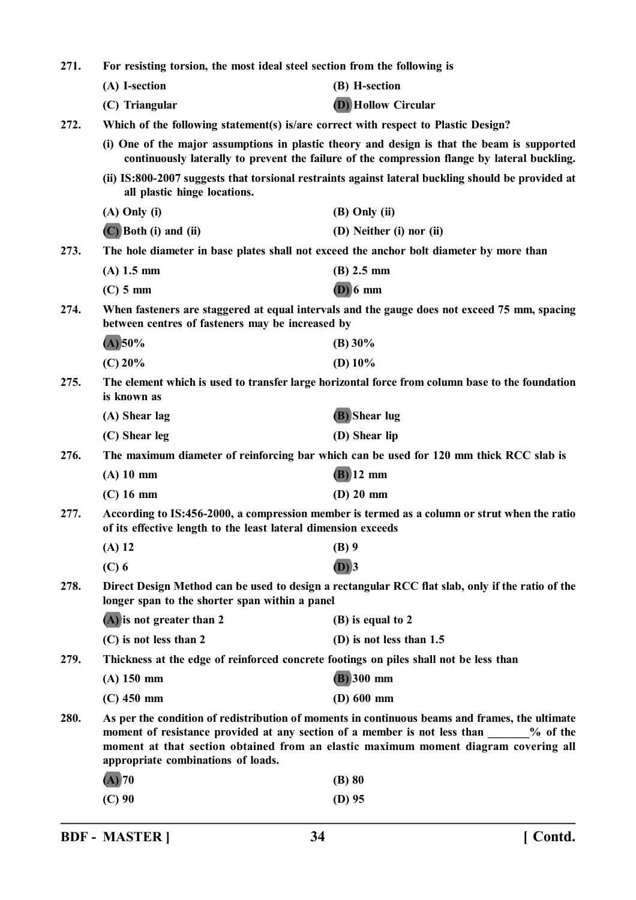271. For resisting torsion, the most ideal steel section from the following is

(A) I-section (B) H-section

(C) Triangular (D) Hollow Circular

272. Which of the following statement(s) is/are correct with respect to Plastic Design?

(i) One of the major assumptions in plastic theory and design is that the beam is supported continuously laterally to prevent the failure of the compression flange by lateral buckling.

(ii) IS:800-2007 suggests that torsional restraints against lateral buckling should be provided at all plastic hinge locations.

(A) Only (i) (B) Only (ii)

(C) Both (i) and (ii) (D) Neither (i) nor (ii)

273. The hole diameter in base plates shall not exceed the anchor bolt diameter by more than

(A) 1.5 mm (B) 2.5 mm

(C) 5 mm (D) 6 mm

274. When fasteners are staggered at equal intervals and the gauge does not exceed 75 mm, spacing between centres of fasteners may be increased by

(A) 50% (B) 30%

(C) 20% (D) 10%

275. The element which is used to transfer large horizontal force from column base to the foundation is known as

(A) Shear lag (B) Shear lug

(C) Shear leg (D) Shear lip

276. The maximum diameter of reinforcing bar which can be used for 120 mm thick RCC slab is

(A) 10 mm (B) 12 mm

(C) 16 mm (D) 20 mm

277. According to IS:456-2000, a compression member is termed as a column or strut when the ratio of its effective length to the least lateral dimension exceeds

(A) 12 (B) 9

(C) 6 (D) 3

278. Direct Design Method can be used to design a rectangular RCC flat slab, only if the ratio of the longer span to the shorter span within a panel

(A) is not greater than 2 (B) is equal to 2

(C) is not less than 2 (D) is not less than 1.5

279. Thickness at the edge of reinforced concrete footings on piles shall not be less than

(A) 150 mm (B) 300 mm

(C) 450 mm (D) 600 mm

280. As per the condition of redistribution of moments in continuous beams and frames, the ultimate moment of resistance provided at any section of a member is not less than _______% of the moment at that section obtained from an elastic maximum moment diagram covering all appropriate combinations of loads.

(A) 70 (B) 80

(C) 90 (D) 95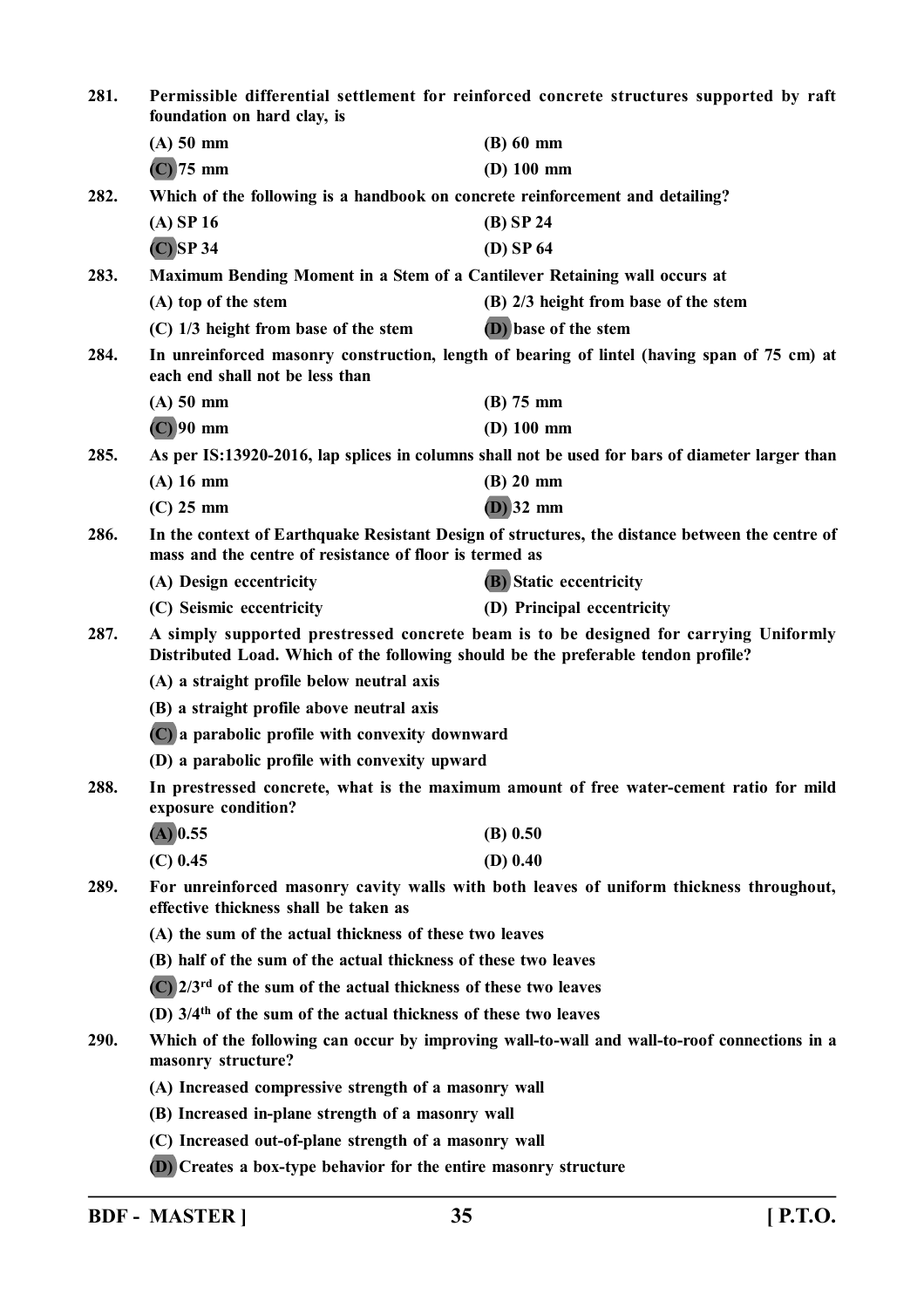**281. Permissible differential settlement for reinforced concrete structures supported by raft foundation on hard clay, is**

(A) 50 mm
(B) 60 mm
(C) 75 mm
(D) 100 mm

**282. Which of the following is a handbook on concrete reinforcement and detailing?**

(A) SP 16
(B) SP 24
(C) SP 34
(D) SP 64

**283. Maximum Bending Moment in a Stem of a Cantilever Retaining wall occurs at**

(A) top of the stem
(B) 2/3 height from base of the stem
(C) 1/3 height from base of the stem
(D) base of the stem

**284. In unreinforced masonry construction, length of bearing of lintel (having span of 75 cm) at each end shall not be less than**

(A) 50 mm
(B) 75 mm
(C) 90 mm
(D) 100 mm

**285. As per IS:13920-2016, lap splices in columns shall not be used for bars of diameter larger than**

(A) 16 mm
(B) 20 mm
(C) 25 mm
(D) 32 mm

**286. In the context of Earthquake Resistant Design of structures, the distance between the centre of mass and the centre of resistance of floor is termed as**

(A) Design eccentricity
(B) Static eccentricity
(C) Seismic eccentricity
(D) Principal eccentricity

**287. A simply supported prestressed concrete beam is to be designed for carrying Uniformly Distributed Load. Which of the following should be the preferable tendon profile?**

(A) a straight profile below neutral axis
(B) a straight profile above neutral axis
(C) a parabolic profile with convexity downward
(D) a parabolic profile with convexity upward

**288. In prestressed concrete, what is the maximum amount of free water-cement ratio for mild exposure condition?**

(A) 0.55
(B) 0.50
(C) 0.45
(D) 0.40

**289. For unreinforced masonry cavity walls with both leaves of uniform thickness throughout, effective thickness shall be taken as**

(A) the sum of the actual thickness of these two leaves
(B) half of the sum of the actual thickness of these two leaves
(C) 2/3rd of the sum of the actual thickness of these two leaves
(D) 3/4th of the sum of the actual thickness of these two leaves

**290. Which of the following can occur by improving wall-to-wall and wall-to-roof connections in a masonry structure?**

(A) Increased compressive strength of a masonry wall
(B) Increased in-plane strength of a masonry wall
(C) Increased out-of-plane strength of a masonry wall
(D) Creates a box-type behavior for the entire masonry structure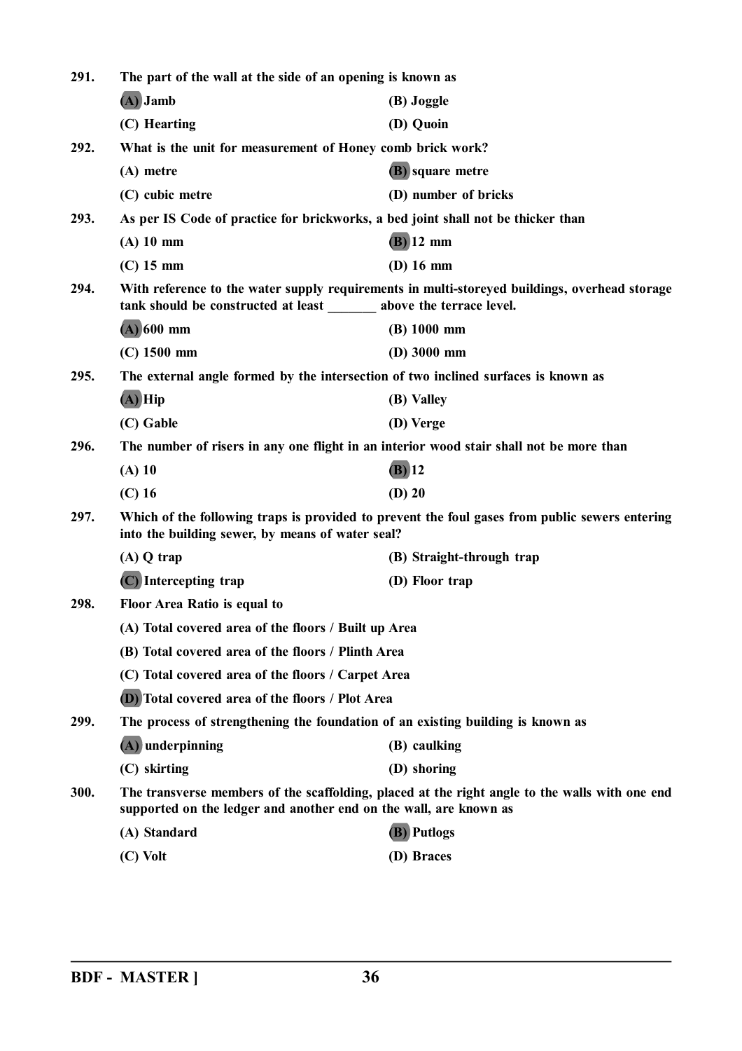**291.** **The part of the wall at the side of an opening is known as**

(A) Jamb
(B) Joggle
(C) Hearting
(D) Quoin

**292.** **What is the unit for measurement of Honey comb brick work?**

(A) metre
(B) square metre
(C) cubic metre
(D) number of bricks

**293.** **As per IS Code of practice for brickworks, a bed joint shall not be thicker than**

(A) 10 mm
(B) 12 mm
(C) 15 mm
(D) 16 mm

**294.** **With reference to the water supply requirements in multi-storeyed buildings, overhead storage tank should be constructed at least _______ above the terrace level.**

(A) 600 mm
(B) 1000 mm
(C) 1500 mm
(D) 3000 mm

**295.** **The external angle formed by the intersection of two inclined surfaces is known as**

(A) Hip
(B) Valley
(C) Gable
(D) Verge

**296.** **The number of risers in any one flight in an interior wood stair shall not be more than**

(A) 10
(B) 12
(C) 16
(D) 20

**297.** **Which of the following traps is provided to prevent the foul gases from public sewers entering into the building sewer, by means of water seal?**

(A) Q trap
(B) Straight-through trap
(C) Intercepting trap
(D) Floor trap

**298.** **Floor Area Ratio is equal to**

(A) Total covered area of the floors / Built up Area
(B) Total covered area of the floors / Plinth Area
(C) Total covered area of the floors / Carpet Area
(D) Total covered area of the floors / Plot Area

**299.** **The process of strengthening the foundation of an existing building is known as**

(A) underpinning
(B) caulking
(C) skirting
(D) shoring

**300.** **The transverse members of the scaffolding, placed at the right angle to the walls with one end supported on the ledger and another end on the wall, are known as**

(A) Standard
(B) Putlogs
(C) Volt
(D) Braces